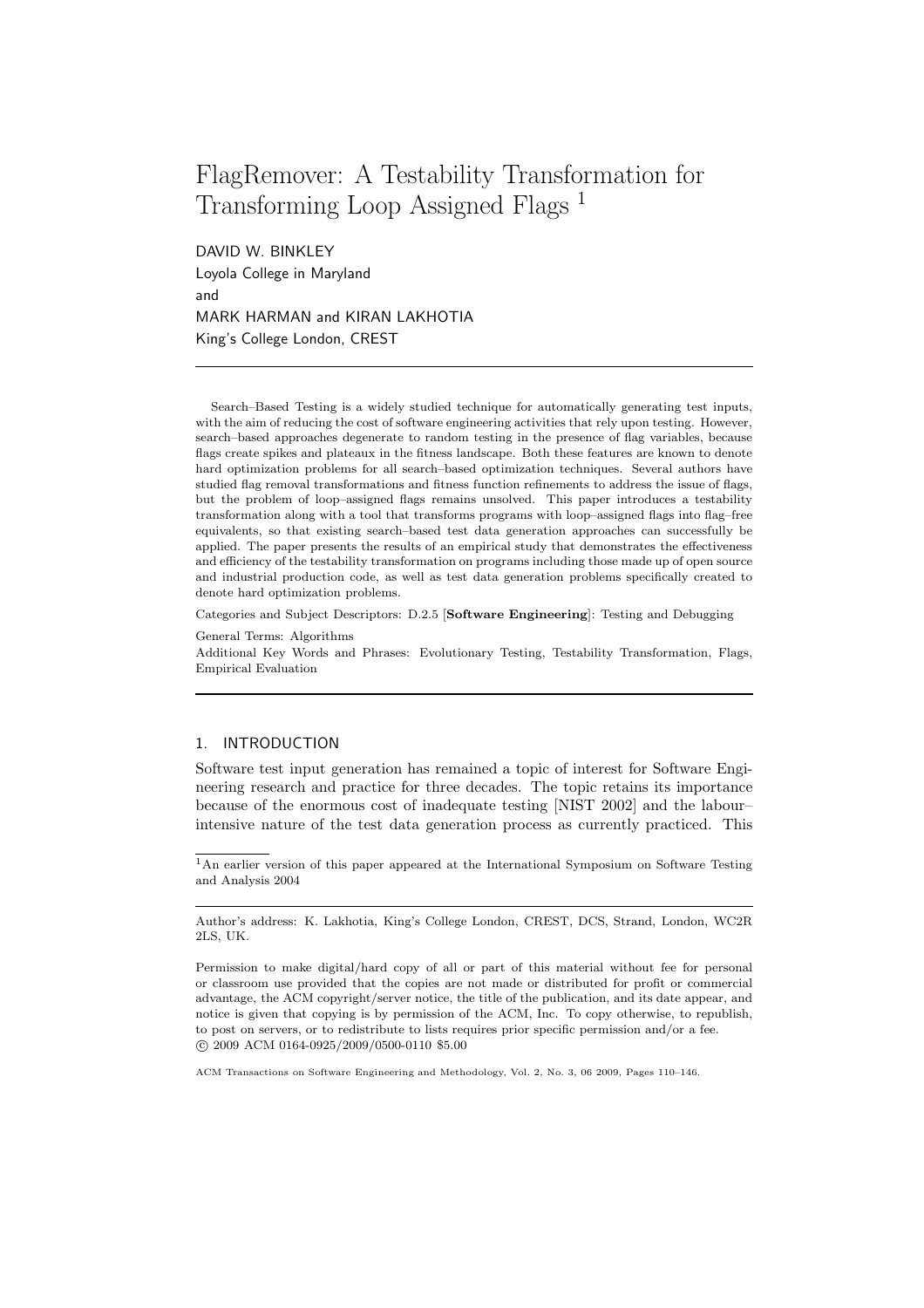# FlagRemover: A Testability Transformation for Transforming Loop Assigned Flags [1]

DAVID W. BINKLEY
Loyola College in Maryland
and
MARK HARMAN and KIRAN LAKHOTIA
King's College London, CREST

---

Search–Based Testing is a widely studied technique for automatically generating test inputs, with the aim of reducing the cost of software engineering activities that rely upon testing. However, search–based approaches degenerate to random testing in the presence of flag variables, because flags create spikes and plateaux in the fitness landscape. Both these features are known to denote hard optimization problems for all search–based optimization techniques. Several authors have studied flag removal transformations and fitness function refinements to address the issue of flags, but the problem of loop–assigned flags remains unsolved. This paper introduces a testability transformation along with a tool that transforms programs with loop–assigned flags into flag–free equivalents, so that existing search–based test data generation approaches can successfully be applied. The paper presents the results of an empirical study that demonstrates the effectiveness and efficiency of the testability transformation on programs including those made up of open source and industrial production code, as well as test data generation problems specifically created to denote hard optimization problems.

Categories and Subject Descriptors: D.2.5 [**Software Engineering**]: Testing and Debugging

General Terms: Algorithms

Additional Key Words and Phrases: Evolutionary Testing, Testability Transformation, Flags, Empirical Evaluation

---

## 1. INTRODUCTION

Software test input generation has remained a topic of interest for Software Engineering research and practice for three decades. The topic retains its importance because of the enormous cost of inadequate testing [NIST 2002] and the labour–intensive nature of the test data generation process as currently practiced. This

---

[1] An earlier version of this paper appeared at the International Symposium on Software Testing and Analysis 2004

---

Author's address: K. Lakhotia, King's College London, CREST, DCS, Strand, London, WC2R 2LS, UK.

Permission to make digital/hard copy of all or part of this material without fee for personal or classroom use provided that the copies are not made or distributed for profit or commercial advantage, the ACM copyright/server notice, the title of the publication, and its date appear, and notice is given that copying is by permission of the ACM, Inc. To copy otherwise, to republish, to post on servers, or to redistribute to lists requires prior specific permission and/or a fee.
© 2009 ACM 0164-0925/2009/0500-0110 $5.00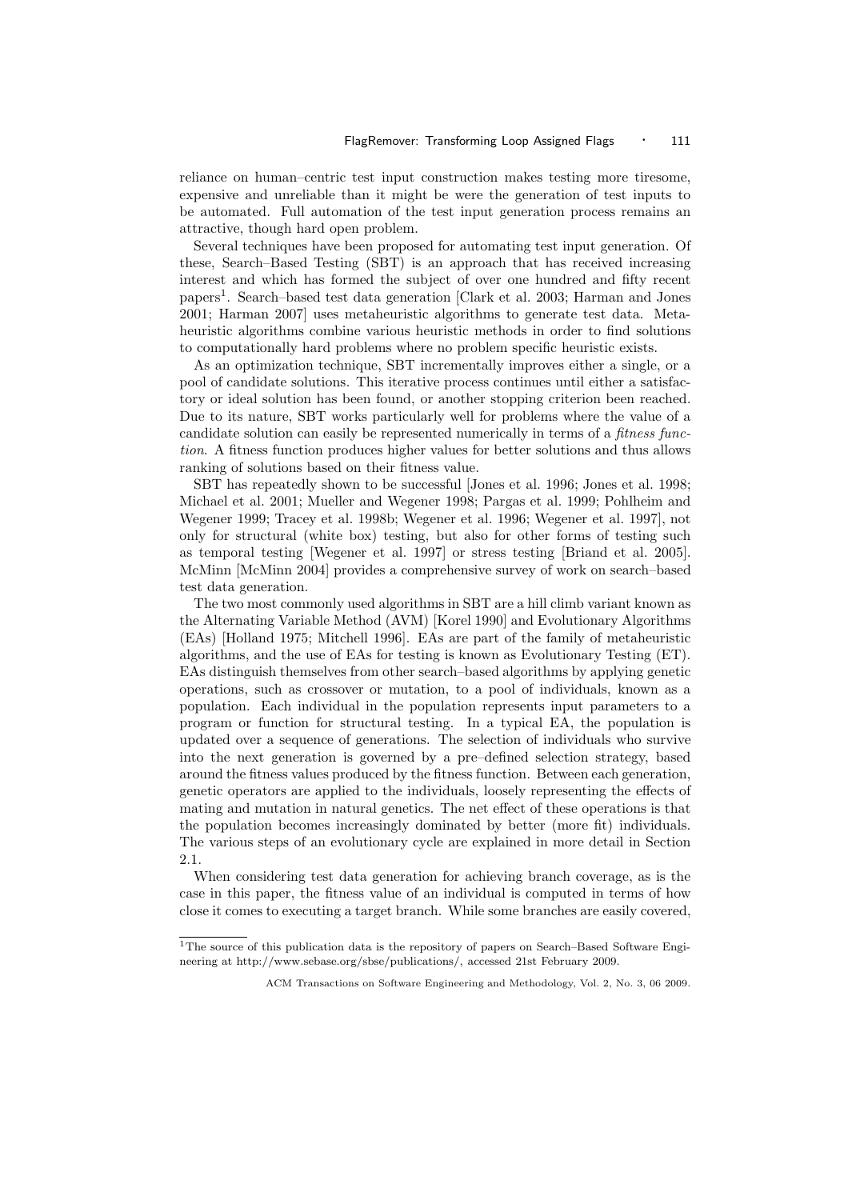reliance on human–centric test input construction makes testing more tiresome, expensive and unreliable than it might be were the generation of test inputs to be automated. Full automation of the test input generation process remains an attractive, though hard open problem.

Several techniques have been proposed for automating test input generation. Of these, Search–Based Testing (SBT) is an approach that has received increasing interest and which has formed the subject of over one hundred and fifty recent papers[1]. Search–based test data generation [Clark et al. 2003; Harman and Jones 2001; Harman 2007] uses metaheuristic algorithms to generate test data. Metaheuristic algorithms combine various heuristic methods in order to find solutions to computationally hard problems where no problem specific heuristic exists.

As an optimization technique, SBT incrementally improves either a single, or a pool of candidate solutions. This iterative process continues until either a satisfactory or ideal solution has been found, or another stopping criterion been reached. Due to its nature, SBT works particularly well for problems where the value of a candidate solution can easily be represented numerically in terms of a *fitness function*. A fitness function produces higher values for better solutions and thus allows ranking of solutions based on their fitness value.

SBT has repeatedly shown to be successful [Jones et al. 1996; Jones et al. 1998; Michael et al. 2001; Mueller and Wegener 1998; Pargas et al. 1999; Pohlheim and Wegener 1999; Tracey et al. 1998b; Wegener et al. 1996; Wegener et al. 1997], not only for structural (white box) testing, but also for other forms of testing such as temporal testing [Wegener et al. 1997] or stress testing [Briand et al. 2005]. McMinn [McMinn 2004] provides a comprehensive survey of work on search–based test data generation.

The two most commonly used algorithms in SBT are a hill climb variant known as the Alternating Variable Method (AVM) [Korel 1990] and Evolutionary Algorithms (EAs) [Holland 1975; Mitchell 1996]. EAs are part of the family of metaheuristic algorithms, and the use of EAs for testing is known as Evolutionary Testing (ET). EAs distinguish themselves from other search–based algorithms by applying genetic operations, such as crossover or mutation, to a pool of individuals, known as a population. Each individual in the population represents input parameters to a program or function for structural testing. In a typical EA, the population is updated over a sequence of generations. The selection of individuals who survive into the next generation is governed by a pre–defined selection strategy, based around the fitness values produced by the fitness function. Between each generation, genetic operators are applied to the individuals, loosely representing the effects of mating and mutation in natural genetics. The net effect of these operations is that the population becomes increasingly dominated by better (more fit) individuals. The various steps of an evolutionary cycle are explained in more detail in Section 2.1.

When considering test data generation for achieving branch coverage, as is the case in this paper, the fitness value of an individual is computed in terms of how close it comes to executing a target branch. While some branches are easily covered,

[1] The source of this publication data is the repository of papers on Search–Based Software Engineering at http://www.sebase.org/sbse/publications/, accessed 21st February 2009.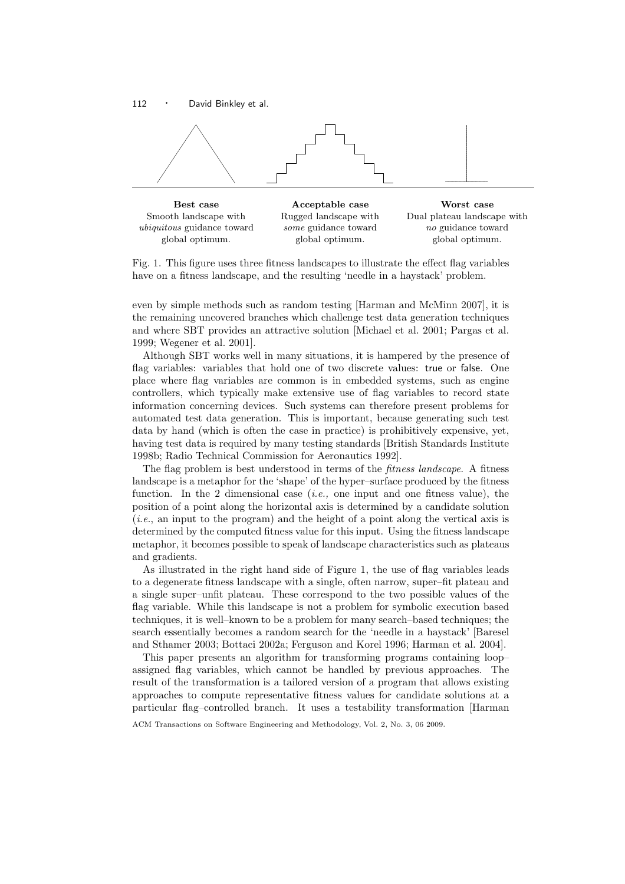**Best case**
Smooth landscape with *ubiquitous* guidance toward global optimum.

**Acceptable case**
Rugged landscape with *some* guidance toward global optimum.

**Worst case**
Dual plateau landscape with *no* guidance toward global optimum.

Fig. 1. This figure uses three fitness landscapes to illustrate the effect flag variables have on a fitness landscape, and the resulting 'needle in a haystack' problem.

even by simple methods such as random testing [Harman and McMinn 2007], it is the remaining uncovered branches which challenge test data generation techniques and where SBT provides an attractive solution [Michael et al. 2001; Pargas et al. 1999; Wegener et al. 2001].

Although SBT works well in many situations, it is hampered by the presence of flag variables: variables that hold one of two discrete values: true or false. One place where flag variables are common is in embedded systems, such as engine controllers, which typically make extensive use of flag variables to record state information concerning devices. Such systems can therefore present problems for automated test data generation. This is important, because generating such test data by hand (which is often the case in practice) is prohibitively expensive, yet, having test data is required by many testing standards [British Standards Institute 1998b; Radio Technical Commission for Aeronautics 1992].

The flag problem is best understood in terms of the *fitness landscape*. A fitness landscape is a metaphor for the 'shape' of the hyper–surface produced by the fitness function. In the 2 dimensional case (*i.e.,* one input and one fitness value), the position of a point along the horizontal axis is determined by a candidate solution (*i.e.*, an input to the program) and the height of a point along the vertical axis is determined by the computed fitness value for this input. Using the fitness landscape metaphor, it becomes possible to speak of landscape characteristics such as plateaus and gradients.

As illustrated in the right hand side of Figure 1, the use of flag variables leads to a degenerate fitness landscape with a single, often narrow, super–fit plateau and a single super–unfit plateau. These correspond to the two possible values of the flag variable. While this landscape is not a problem for symbolic execution based techniques, it is well–known to be a problem for many search–based techniques; the search essentially becomes a random search for the 'needle in a haystack' [Baresel and Sthamer 2003; Bottaci 2002a; Ferguson and Korel 1996; Harman et al. 2004].

This paper presents an algorithm for transforming programs containing loop–assigned flag variables, which cannot be handled by previous approaches. The result of the transformation is a tailored version of a program that allows existing approaches to compute representative fitness values for candidate solutions at a particular flag–controlled branch. It uses a testability transformation [Harman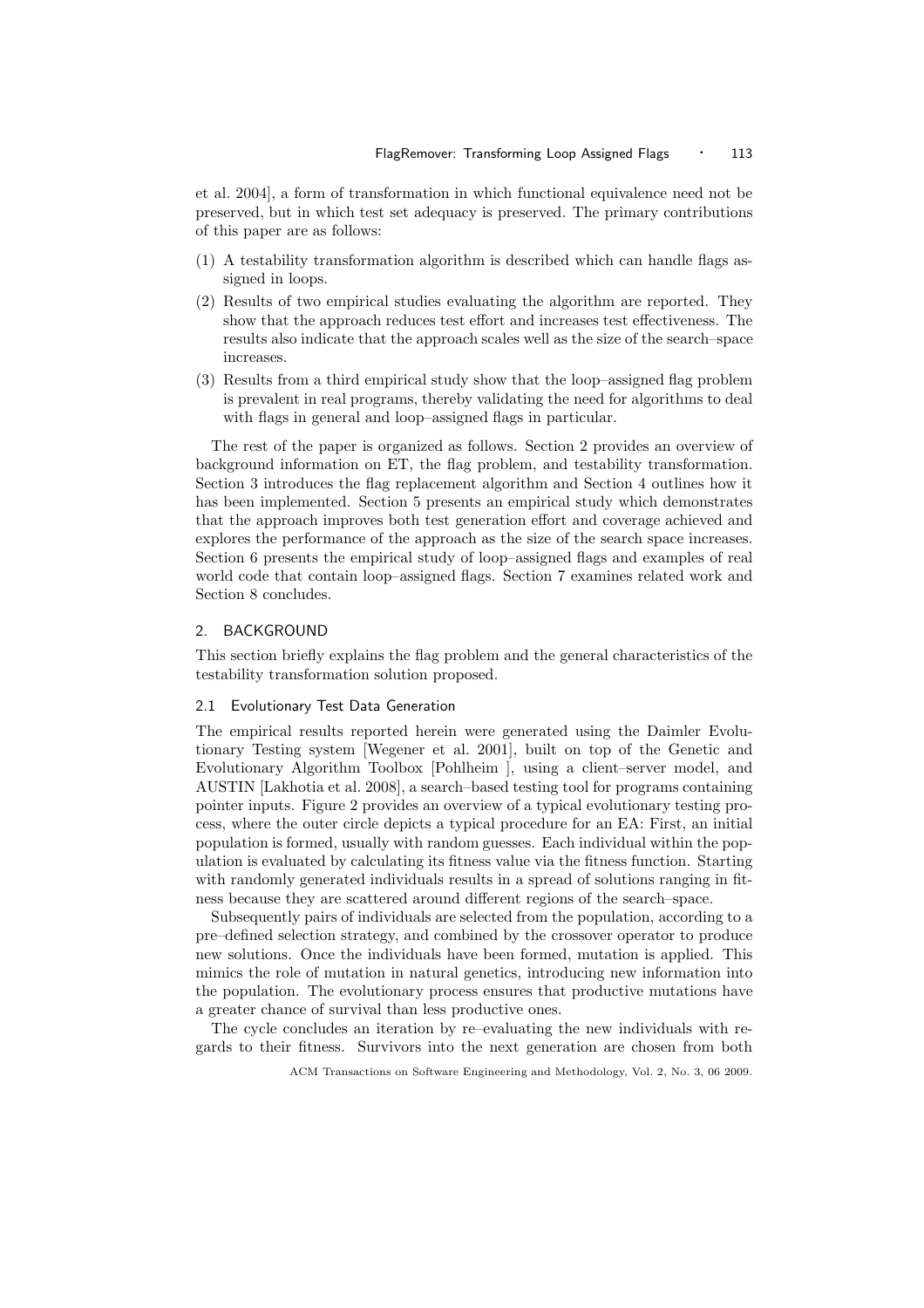et al. 2004], a form of transformation in which functional equivalence need not be preserved, but in which test set adequacy is preserved. The primary contributions of this paper are as follows:

(1) A testability transformation algorithm is described which can handle flags assigned in loops.

(2) Results of two empirical studies evaluating the algorithm are reported. They show that the approach reduces test effort and increases test effectiveness. The results also indicate that the approach scales well as the size of the search–space increases.

(3) Results from a third empirical study show that the loop–assigned flag problem is prevalent in real programs, thereby validating the need for algorithms to deal with flags in general and loop–assigned flags in particular.

The rest of the paper is organized as follows. Section 2 provides an overview of background information on ET, the flag problem, and testability transformation. Section 3 introduces the flag replacement algorithm and Section 4 outlines how it has been implemented. Section 5 presents an empirical study which demonstrates that the approach improves both test generation effort and coverage achieved and explores the performance of the approach as the size of the search space increases. Section 6 presents the empirical study of loop–assigned flags and examples of real world code that contain loop–assigned flags. Section 7 examines related work and Section 8 concludes.

## 2. BACKGROUND

This section briefly explains the flag problem and the general characteristics of the testability transformation solution proposed.

### 2.1 Evolutionary Test Data Generation

The empirical results reported herein were generated using the Daimler Evolutionary Testing system [Wegener et al. 2001], built on top of the Genetic and Evolutionary Algorithm Toolbox [Pohlheim ], using a client–server model, and AUSTIN [Lakhotia et al. 2008], a search–based testing tool for programs containing pointer inputs. Figure 2 provides an overview of a typical evolutionary testing process, where the outer circle depicts a typical procedure for an EA: First, an initial population is formed, usually with random guesses. Each individual within the population is evaluated by calculating its fitness value via the fitness function. Starting with randomly generated individuals results in a spread of solutions ranging in fitness because they are scattered around different regions of the search–space.

Subsequently pairs of individuals are selected from the population, according to a pre–defined selection strategy, and combined by the crossover operator to produce new solutions. Once the individuals have been formed, mutation is applied. This mimics the role of mutation in natural genetics, introducing new information into the population. The evolutionary process ensures that productive mutations have a greater chance of survival than less productive ones.

The cycle concludes an iteration by re–evaluating the new individuals with regards to their fitness. Survivors into the next generation are chosen from both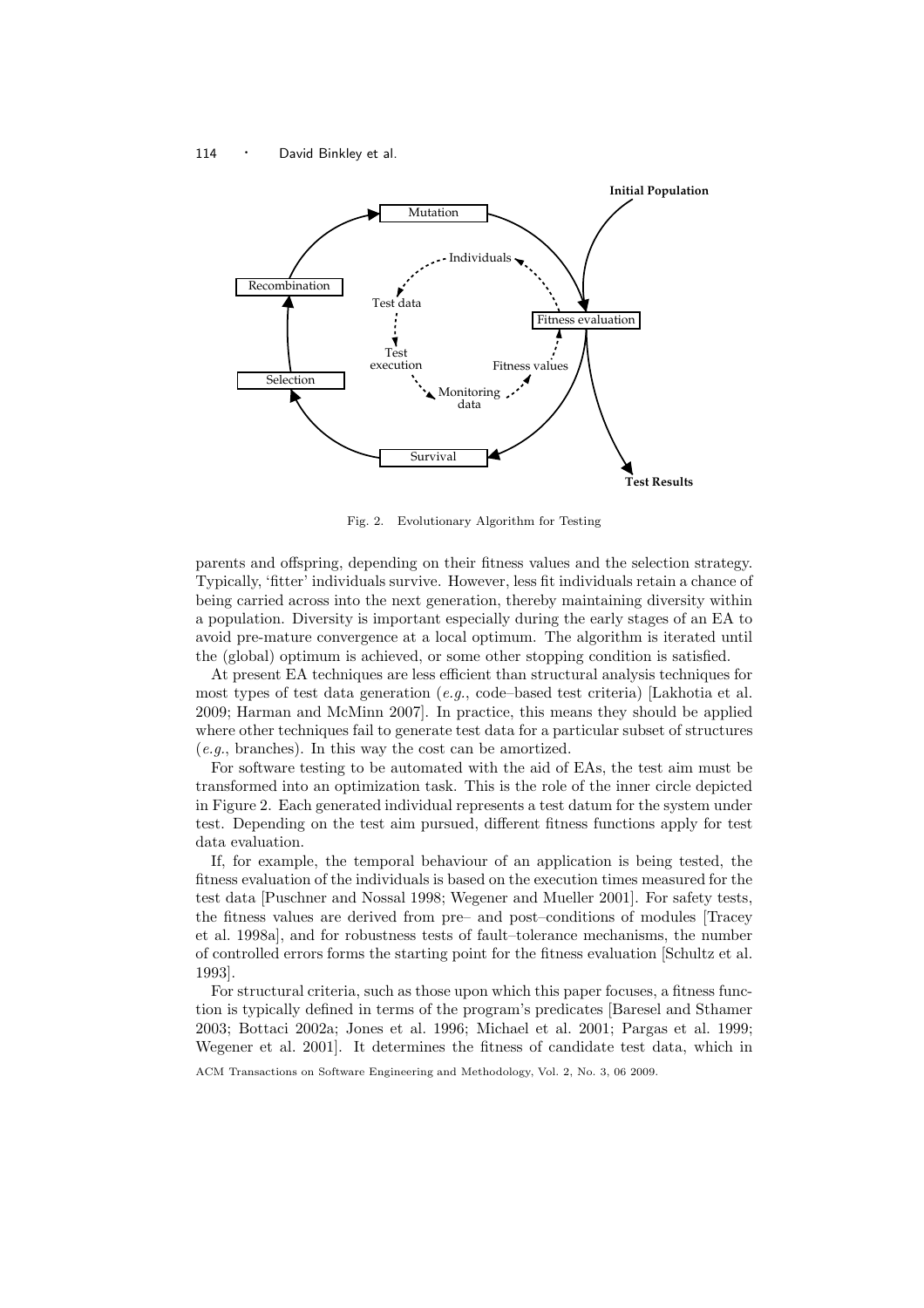Fig. 2. Evolutionary Algorithm for Testing

parents and offspring, depending on their fitness values and the selection strategy. Typically, 'fitter' individuals survive. However, less fit individuals retain a chance of being carried across into the next generation, thereby maintaining diversity within a population. Diversity is important especially during the early stages of an EA to avoid pre-mature convergence at a local optimum. The algorithm is iterated until the (global) optimum is achieved, or some other stopping condition is satisfied.

At present EA techniques are less efficient than structural analysis techniques for most types of test data generation (*e.g.*, code–based test criteria) [Lakhotia et al. 2009; Harman and McMinn 2007]. In practice, this means they should be applied where other techniques fail to generate test data for a particular subset of structures (*e.g.*, branches). In this way the cost can be amortized.

For software testing to be automated with the aid of EAs, the test aim must be transformed into an optimization task. This is the role of the inner circle depicted in Figure 2. Each generated individual represents a test datum for the system under test. Depending on the test aim pursued, different fitness functions apply for test data evaluation.

If, for example, the temporal behaviour of an application is being tested, the fitness evaluation of the individuals is based on the execution times measured for the test data [Puschner and Nossal 1998; Wegener and Mueller 2001]. For safety tests, the fitness values are derived from pre– and post–conditions of modules [Tracey et al. 1998a], and for robustness tests of fault–tolerance mechanisms, the number of controlled errors forms the starting point for the fitness evaluation [Schultz et al. 1993].

For structural criteria, such as those upon which this paper focuses, a fitness function is typically defined in terms of the program's predicates [Baresel and Sthamer 2003; Bottaci 2002a; Jones et al. 1996; Michael et al. 2001; Pargas et al. 1999; Wegener et al. 2001]. It determines the fitness of candidate test data, which in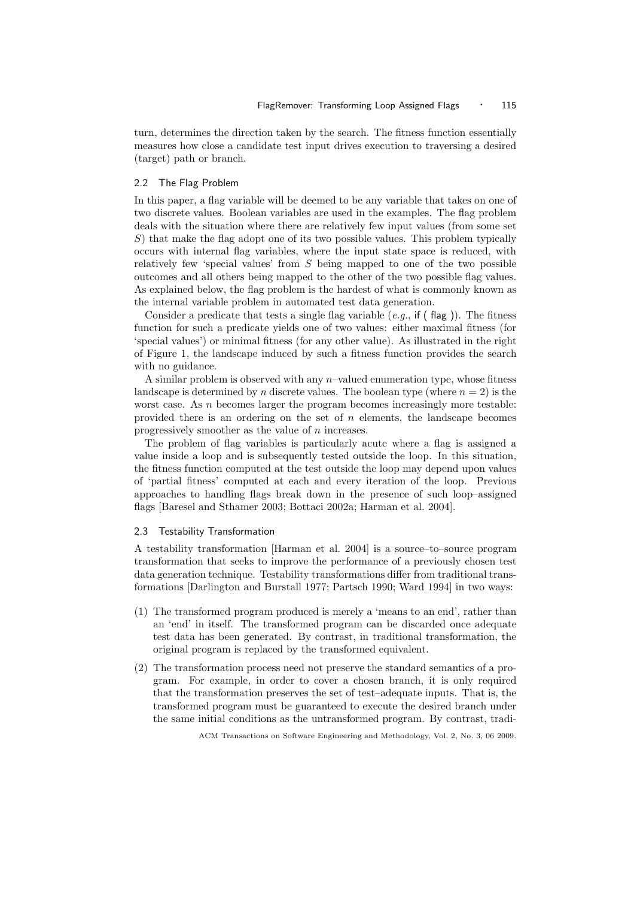turn, determines the direction taken by the search. The fitness function essentially measures how close a candidate test input drives execution to traversing a desired (target) path or branch.

### 2.2 The Flag Problem

In this paper, a flag variable will be deemed to be any variable that takes on one of two discrete values. Boolean variables are used in the examples. The flag problem deals with the situation where there are relatively few input values (from some set $S$) that make the flag adopt one of its two possible values. This problem typically occurs with internal flag variables, where the input state space is reduced, with relatively few 'special values' from $S$ being mapped to one of the two possible outcomes and all others being mapped to the other of the two possible flag values. As explained below, the flag problem is the hardest of what is commonly known as the internal variable problem in automated test data generation.

Consider a predicate that tests a single flag variable (*e.g.*, if ( flag )). The fitness function for such a predicate yields one of two values: either maximal fitness (for 'special values') or minimal fitness (for any other value). As illustrated in the right of Figure 1, the landscape induced by such a fitness function provides the search with no guidance.

A similar problem is observed with any $n$–valued enumeration type, whose fitness landscape is determined by $n$ discrete values. The boolean type (where $n = 2$) is the worst case. As $n$ becomes larger the program becomes increasingly more testable: provided there is an ordering on the set of $n$ elements, the landscape becomes progressively smoother as the value of $n$ increases.

The problem of flag variables is particularly acute where a flag is assigned a value inside a loop and is subsequently tested outside the loop. In this situation, the fitness function computed at the test outside the loop may depend upon values of 'partial fitness' computed at each and every iteration of the loop. Previous approaches to handling flags break down in the presence of such loop–assigned flags [Baresel and Sthamer 2003; Bottaci 2002a; Harman et al. 2004].

### 2.3 Testability Transformation

A testability transformation [Harman et al. 2004] is a source–to–source program transformation that seeks to improve the performance of a previously chosen test data generation technique. Testability transformations differ from traditional transformations [Darlington and Burstall 1977; Partsch 1990; Ward 1994] in two ways:

(1) The transformed program produced is merely a 'means to an end', rather than an 'end' in itself. The transformed program can be discarded once adequate test data has been generated. By contrast, in traditional transformation, the original program is replaced by the transformed equivalent.

(2) The transformation process need not preserve the standard semantics of a program. For example, in order to cover a chosen branch, it is only required that the transformation preserves the set of test–adequate inputs. That is, the transformed program must be guaranteed to execute the desired branch under the same initial conditions as the untransformed program. By contrast, tradi-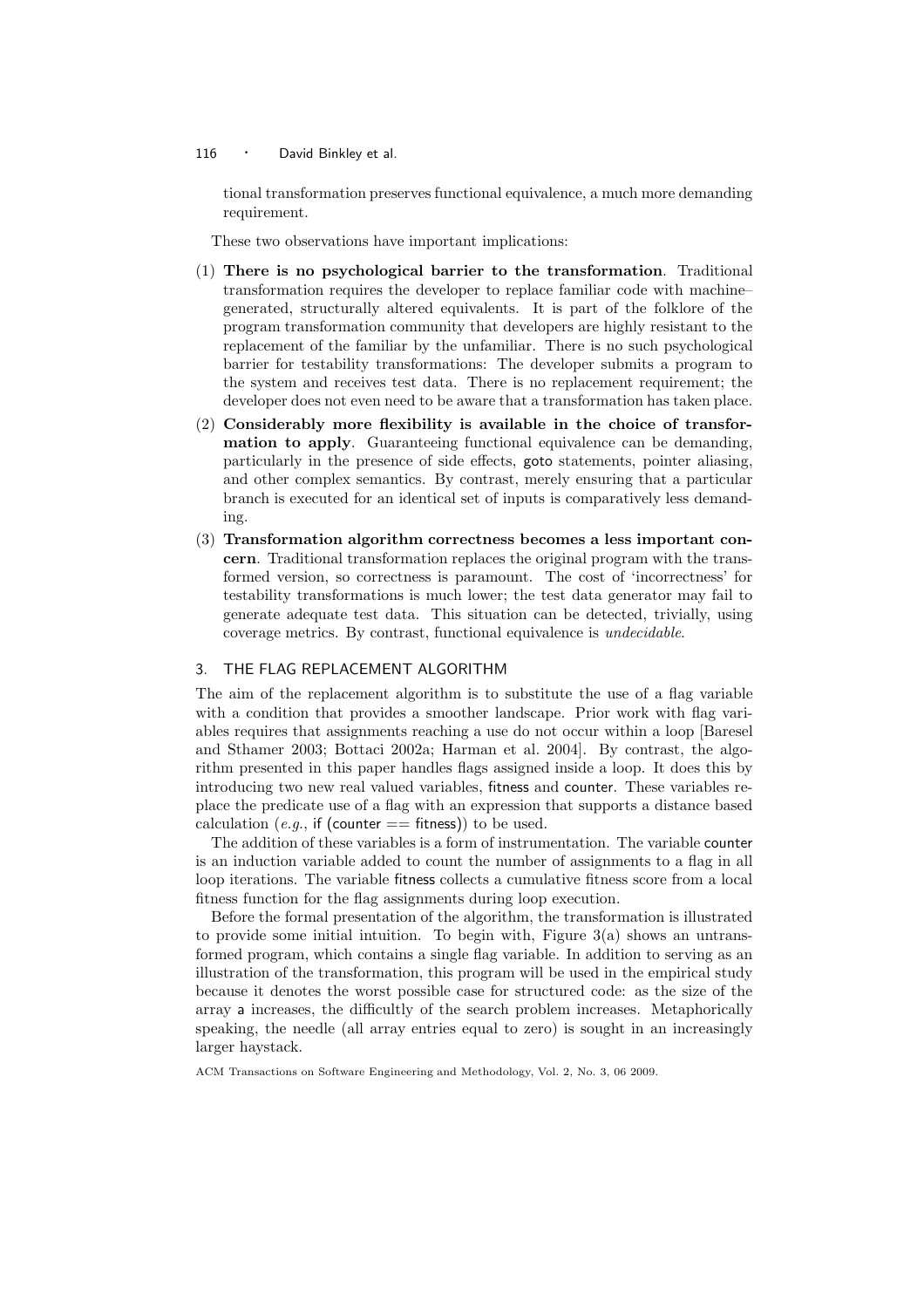tional transformation preserves functional equivalence, a much more demanding requirement.

These two observations have important implications:

(1) **There is no psychological barrier to the transformation**. Traditional transformation requires the developer to replace familiar code with machine–generated, structurally altered equivalents. It is part of the folklore of the program transformation community that developers are highly resistant to the replacement of the familiar by the unfamiliar. There is no such psychological barrier for testability transformations: The developer submits a program to the system and receives test data. There is no replacement requirement; the developer does not even need to be aware that a transformation has taken place.

(2) **Considerably more flexibility is available in the choice of transformation to apply**. Guaranteeing functional equivalence can be demanding, particularly in the presence of side effects, goto statements, pointer aliasing, and other complex semantics. By contrast, merely ensuring that a particular branch is executed for an identical set of inputs is comparatively less demanding.

(3) **Transformation algorithm correctness becomes a less important concern**. Traditional transformation replaces the original program with the transformed version, so correctness is paramount. The cost of 'incorrectness' for testability transformations is much lower; the test data generator may fail to generate adequate test data. This situation can be detected, trivially, using coverage metrics. By contrast, functional equivalence is *undecidable*.

## 3. THE FLAG REPLACEMENT ALGORITHM

The aim of the replacement algorithm is to substitute the use of a flag variable with a condition that provides a smoother landscape. Prior work with flag variables requires that assignments reaching a use do not occur within a loop [Baresel and Sthamer 2003; Bottaci 2002a; Harman et al. 2004]. By contrast, the algorithm presented in this paper handles flags assigned inside a loop. It does this by introducing two new real valued variables, fitness and counter. These variables replace the predicate use of a flag with an expression that supports a distance based calculation (*e.g.*, if (counter == fitness)) to be used.

The addition of these variables is a form of instrumentation. The variable counter is an induction variable added to count the number of assignments to a flag in all loop iterations. The variable fitness collects a cumulative fitness score from a local fitness function for the flag assignments during loop execution.

Before the formal presentation of the algorithm, the transformation is illustrated to provide some initial intuition. To begin with, Figure 3(a) shows an untransformed program, which contains a single flag variable. In addition to serving as an illustration of the transformation, this program will be used in the empirical study because it denotes the worst possible case for structured code: as the size of the array a increases, the difficultly of the search problem increases. Metaphorically speaking, the needle (all array entries equal to zero) is sought in an increasingly larger haystack.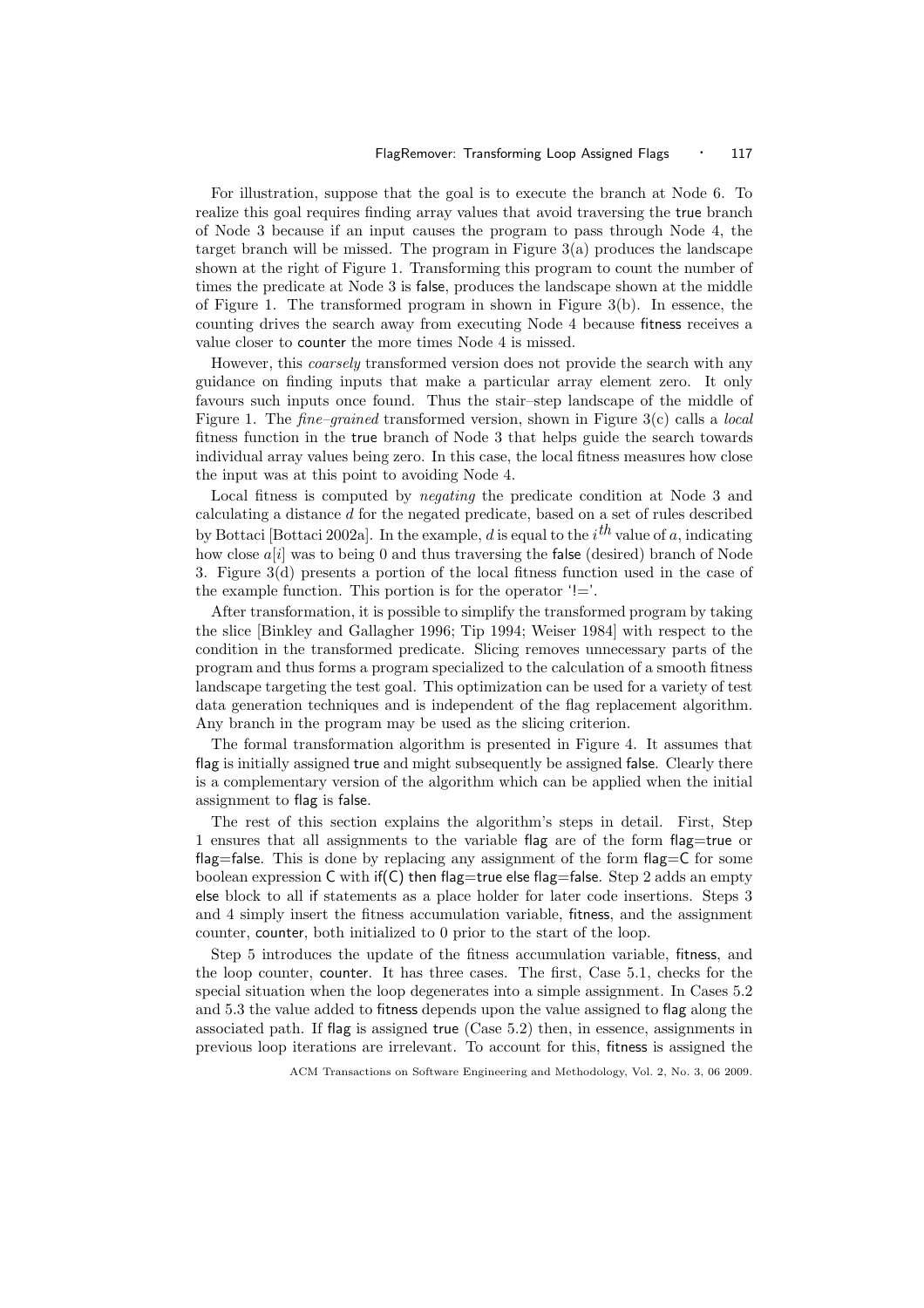For illustration, suppose that the goal is to execute the branch at Node 6. To realize this goal requires finding array values that avoid traversing the true branch of Node 3 because if an input causes the program to pass through Node 4, the target branch will be missed. The program in Figure 3(a) produces the landscape shown at the right of Figure 1. Transforming this program to count the number of times the predicate at Node 3 is false, produces the landscape shown at the middle of Figure 1. The transformed program in shown in Figure 3(b). In essence, the counting drives the search away from executing Node 4 because fitness receives a value closer to counter the more times Node 4 is missed.

However, this *coarsely* transformed version does not provide the search with any guidance on finding inputs that make a particular array element zero. It only favours such inputs once found. Thus the stair–step landscape of the middle of Figure 1. The *fine–grained* transformed version, shown in Figure 3(c) calls a *local* fitness function in the true branch of Node 3 that helps guide the search towards individual array values being zero. In this case, the local fitness measures how close the input was at this point to avoiding Node 4.

Local fitness is computed by *negating* the predicate condition at Node 3 and calculating a distance $d$ for the negated predicate, based on a set of rules described by Bottaci [Bottaci 2002a]. In the example, $d$ is equal to the $i^{th}$ value of $a$, indicating how close $a[i]$ was to being 0 and thus traversing the false (desired) branch of Node 3. Figure 3(d) presents a portion of the local fitness function used in the case of the example function. This portion is for the operator '!='.

After transformation, it is possible to simplify the transformed program by taking the slice [Binkley and Gallagher 1996; Tip 1994; Weiser 1984] with respect to the condition in the transformed predicate. Slicing removes unnecessary parts of the program and thus forms a program specialized to the calculation of a smooth fitness landscape targeting the test goal. This optimization can be used for a variety of test data generation techniques and is independent of the flag replacement algorithm. Any branch in the program may be used as the slicing criterion.

The formal transformation algorithm is presented in Figure 4. It assumes that flag is initially assigned true and might subsequently be assigned false. Clearly there is a complementary version of the algorithm which can be applied when the initial assignment to flag is false.

The rest of this section explains the algorithm's steps in detail. First, Step 1 ensures that all assignments to the variable flag are of the form flag=true or flag=false. This is done by replacing any assignment of the form flag=C for some boolean expression C with if(C) then flag=true else flag=false. Step 2 adds an empty else block to all if statements as a place holder for later code insertions. Steps 3 and 4 simply insert the fitness accumulation variable, fitness, and the assignment counter, counter, both initialized to 0 prior to the start of the loop.

Step 5 introduces the update of the fitness accumulation variable, fitness, and the loop counter, counter. It has three cases. The first, Case 5.1, checks for the special situation when the loop degenerates into a simple assignment. In Cases 5.2 and 5.3 the value added to fitness depends upon the value assigned to flag along the associated path. If flag is assigned true (Case 5.2) then, in essence, assignments in previous loop iterations are irrelevant. To account for this, fitness is assigned the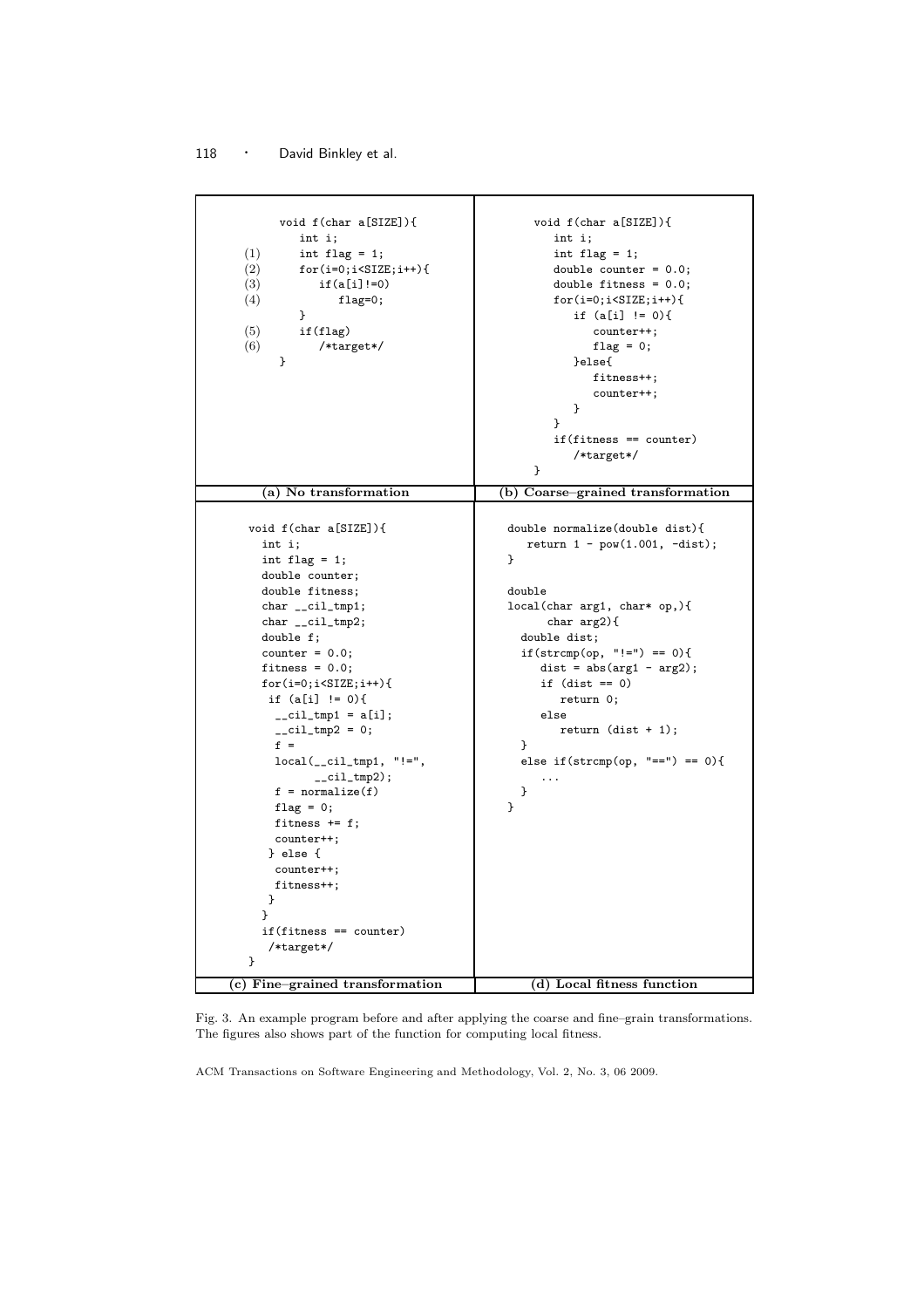**(a) No transformation**

```
    void f(char a[SIZE]){
       int i;
(1)    int flag = 1;
(2)    for(i=0;i<SIZE;i++){
(3)       if(a[i]!=0)
(4)          flag=0;
       }
(5)    if(flag)
(6)       /*target*/
    }
```

**(b) Coarse–grained transformation**

```
void f(char a[SIZE]){
   int i;
   int flag = 1;
   double counter = 0.0;
   double fitness = 0.0;
   for(i=0;i<SIZE;i++){
      if (a[i] != 0){
         counter++;
         flag = 0;
      }else{
         fitness++;
         counter++;
      }
   }
   if(fitness == counter)
      /*target*/
}
```

**(c) Fine–grained transformation**

```
void f(char a[SIZE]){
  int i;
  int flag = 1;
  double counter;
  double fitness;
  char __cil_tmp1;
  char __cil_tmp2;
  double f;
  counter = 0.0;
  fitness = 0.0;
  for(i=0;i<SIZE;i++){
   if (a[i] != 0){
    __cil_tmp1 = a[i];
    __cil_tmp2 = 0;
    f =
    local(__cil_tmp1, "!=",
          __cil_tmp2);
    f = normalize(f)
    flag = 0;
    fitness += f;
    counter++;
   } else {
    counter++;
    fitness++;
   }
  }
  if(fitness == counter)
   /*target*/
}
```

**(d) Local fitness function**

```
double normalize(double dist){
   return 1 - pow(1.001, -dist);
}

double
local(char arg1, char* op,){
      char arg2){
  double dist;
  if(strcmp(op, "!=") == 0){
     dist = abs(arg1 - arg2);
     if (dist == 0)
        return 0;
     else
        return (dist + 1);
  }
  else if(strcmp(op, "==") == 0){
     ...
  }
}
```

Fig. 3. An example program before and after applying the coarse and fine–grain transformations. The figures also shows part of the function for computing local fitness.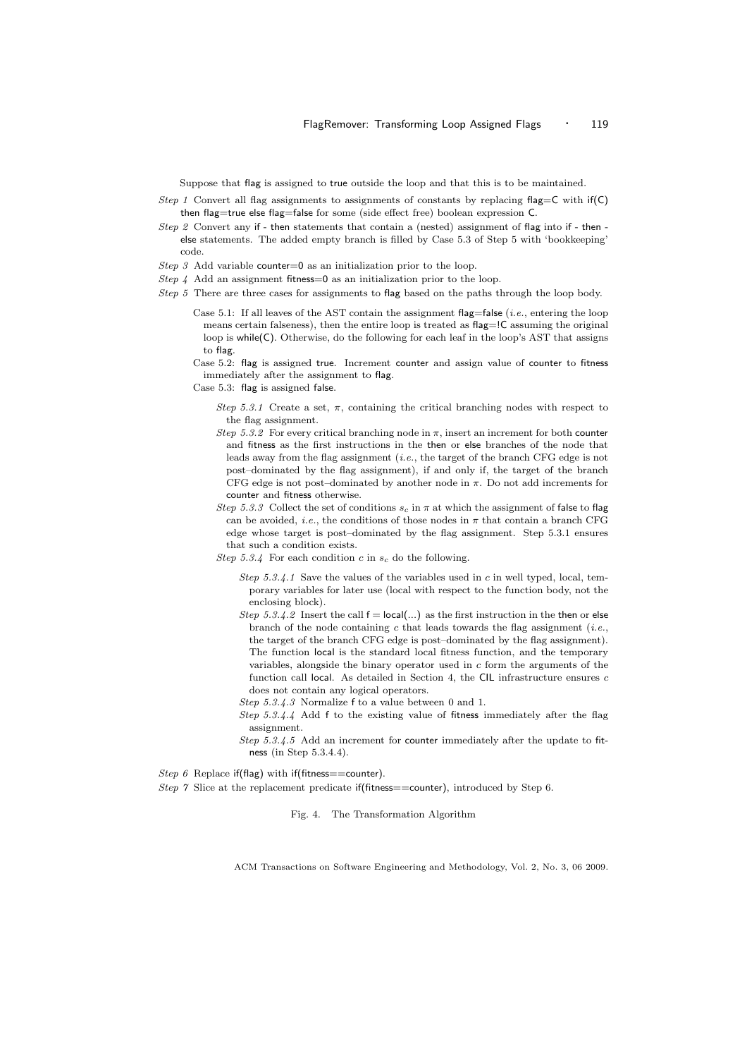Suppose that flag is assigned to true outside the loop and that this is to be maintained.

*Step 1* Convert all flag assignments to assignments of constants by replacing flag=C with if(C) then flag=true else flag=false for some (side effect free) boolean expression C.

*Step 2* Convert any if - then statements that contain a (nested) assignment of flag into if - then - else statements. The added empty branch is filled by Case 5.3 of Step 5 with 'bookkeeping' code.

*Step 3* Add variable counter=0 as an initialization prior to the loop.

*Step 4* Add an assignment fitness=0 as an initialization prior to the loop.

*Step 5* There are three cases for assignments to flag based on the paths through the loop body.

- Case 5.1: If all leaves of the AST contain the assignment flag=false (*i.e.*, entering the loop means certain falseness), then the entire loop is treated as flag=!C assuming the original loop is while(C). Otherwise, do the following for each leaf in the loop's AST that assigns to flag.
- Case 5.2: flag is assigned true. Increment counter and assign value of counter to fitness immediately after the assignment to flag.
- Case 5.3: flag is assigned false.
  - *Step 5.3.1* Create a set, $\pi$, containing the critical branching nodes with respect to the flag assignment.
  - *Step 5.3.2* For every critical branching node in $\pi$, insert an increment for both counter and fitness as the first instructions in the then or else branches of the node that leads away from the flag assignment (*i.e.*, the target of the branch CFG edge is not post–dominated by the flag assignment), if and only if, the target of the branch CFG edge is not post–dominated by another node in $\pi$. Do not add increments for counter and fitness otherwise.
  - *Step 5.3.3* Collect the set of conditions $s_c$ in $\pi$ at which the assignment of false to flag can be avoided, *i.e.*, the conditions of those nodes in $\pi$ that contain a branch CFG edge whose target is post–dominated by the flag assignment. Step 5.3.1 ensures that such a condition exists.
  - *Step 5.3.4* For each condition $c$ in $s_c$ do the following.
    - *Step 5.3.4.1* Save the values of the variables used in $c$ in well typed, local, temporary variables for later use (local with respect to the function body, not the enclosing block).
    - *Step 5.3.4.2* Insert the call f = local(...) as the first instruction in the then or else branch of the node containing $c$ that leads towards the flag assignment (*i.e.*, the target of the branch CFG edge is post–dominated by the flag assignment). The function local is the standard local fitness function, and the temporary variables, alongside the binary operator used in $c$ form the arguments of the function call local. As detailed in Section 4, the CIL infrastructure ensures $c$ does not contain any logical operators.
    - *Step 5.3.4.3* Normalize f to a value between 0 and 1.
    - *Step 5.3.4.4* Add f to the existing value of fitness immediately after the flag assignment.
    - *Step 5.3.4.5* Add an increment for counter immediately after the update to fitness (in Step 5.3.4.4).

*Step 6* Replace if(flag) with if(fitness==counter).

*Step 7* Slice at the replacement predicate if(fitness==counter), introduced by Step 6.

Fig. 4. The Transformation Algorithm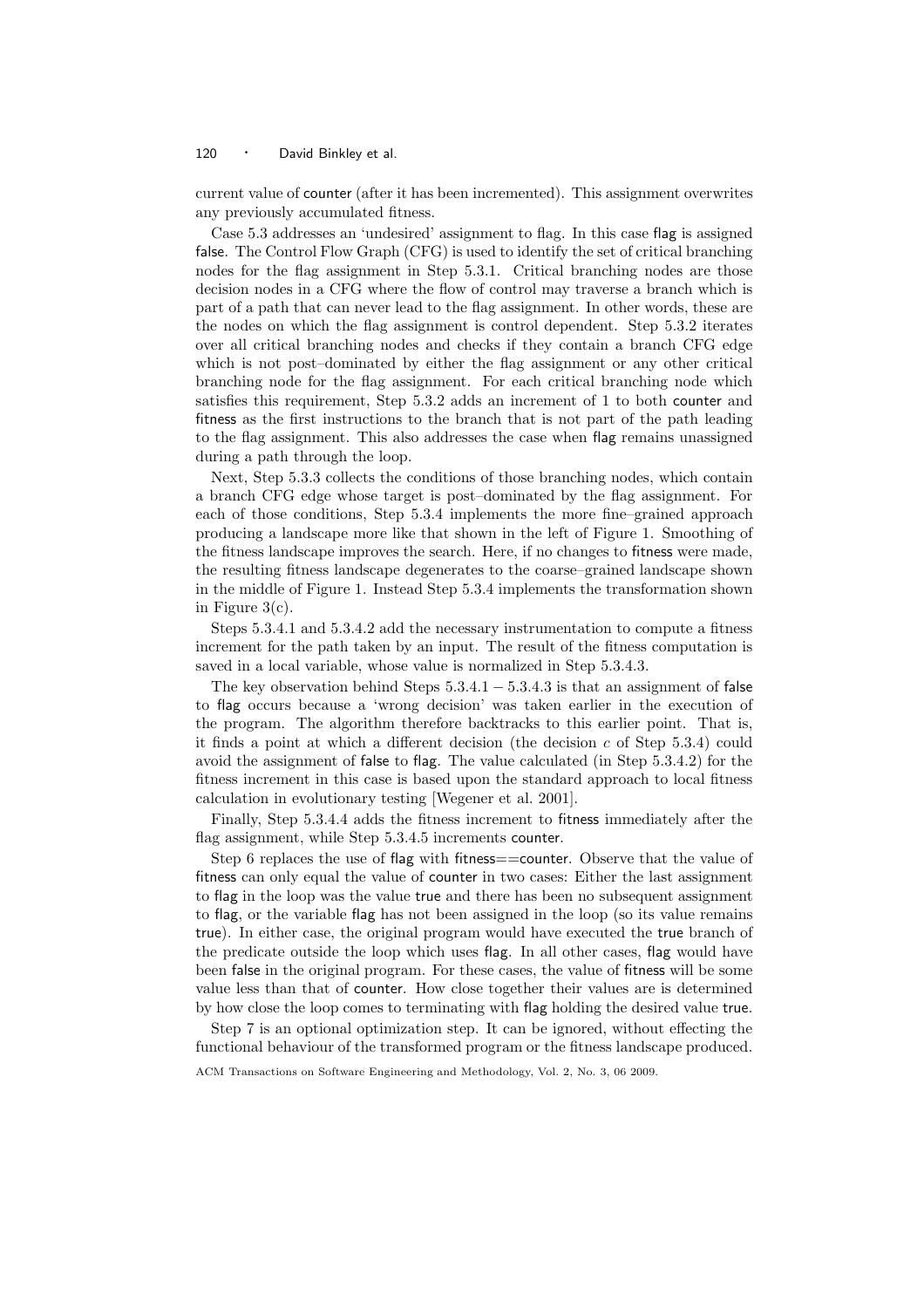current value of counter (after it has been incremented). This assignment overwrites any previously accumulated fitness.

Case 5.3 addresses an 'undesired' assignment to flag. In this case flag is assigned false. The Control Flow Graph (CFG) is used to identify the set of critical branching nodes for the flag assignment in Step 5.3.1. Critical branching nodes are those decision nodes in a CFG where the flow of control may traverse a branch which is part of a path that can never lead to the flag assignment. In other words, these are the nodes on which the flag assignment is control dependent. Step 5.3.2 iterates over all critical branching nodes and checks if they contain a branch CFG edge which is not post–dominated by either the flag assignment or any other critical branching node for the flag assignment. For each critical branching node which satisfies this requirement, Step 5.3.2 adds an increment of 1 to both counter and fitness as the first instructions to the branch that is not part of the path leading to the flag assignment. This also addresses the case when flag remains unassigned during a path through the loop.

Next, Step 5.3.3 collects the conditions of those branching nodes, which contain a branch CFG edge whose target is post–dominated by the flag assignment. For each of those conditions, Step 5.3.4 implements the more fine–grained approach producing a landscape more like that shown in the left of Figure 1. Smoothing of the fitness landscape improves the search. Here, if no changes to fitness were made, the resulting fitness landscape degenerates to the coarse–grained landscape shown in the middle of Figure 1. Instead Step 5.3.4 implements the transformation shown in Figure 3(c).

Steps 5.3.4.1 and 5.3.4.2 add the necessary instrumentation to compute a fitness increment for the path taken by an input. The result of the fitness computation is saved in a local variable, whose value is normalized in Step 5.3.4.3.

The key observation behind Steps 5.3.4.1 – 5.3.4.3 is that an assignment of false to flag occurs because a 'wrong decision' was taken earlier in the execution of the program. The algorithm therefore backtracks to this earlier point. That is, it finds a point at which a different decision (the decision $c$ of Step 5.3.4) could avoid the assignment of false to flag. The value calculated (in Step 5.3.4.2) for the fitness increment in this case is based upon the standard approach to local fitness calculation in evolutionary testing [Wegener et al. 2001].

Finally, Step 5.3.4.4 adds the fitness increment to fitness immediately after the flag assignment, while Step 5.3.4.5 increments counter.

Step 6 replaces the use of flag with fitness==counter. Observe that the value of fitness can only equal the value of counter in two cases: Either the last assignment to flag in the loop was the value true and there has been no subsequent assignment to flag, or the variable flag has not been assigned in the loop (so its value remains true). In either case, the original program would have executed the true branch of the predicate outside the loop which uses flag. In all other cases, flag would have been false in the original program. For these cases, the value of fitness will be some value less than that of counter. How close together their values are is determined by how close the loop comes to terminating with flag holding the desired value true.

Step 7 is an optional optimization step. It can be ignored, without effecting the functional behaviour of the transformed program or the fitness landscape produced.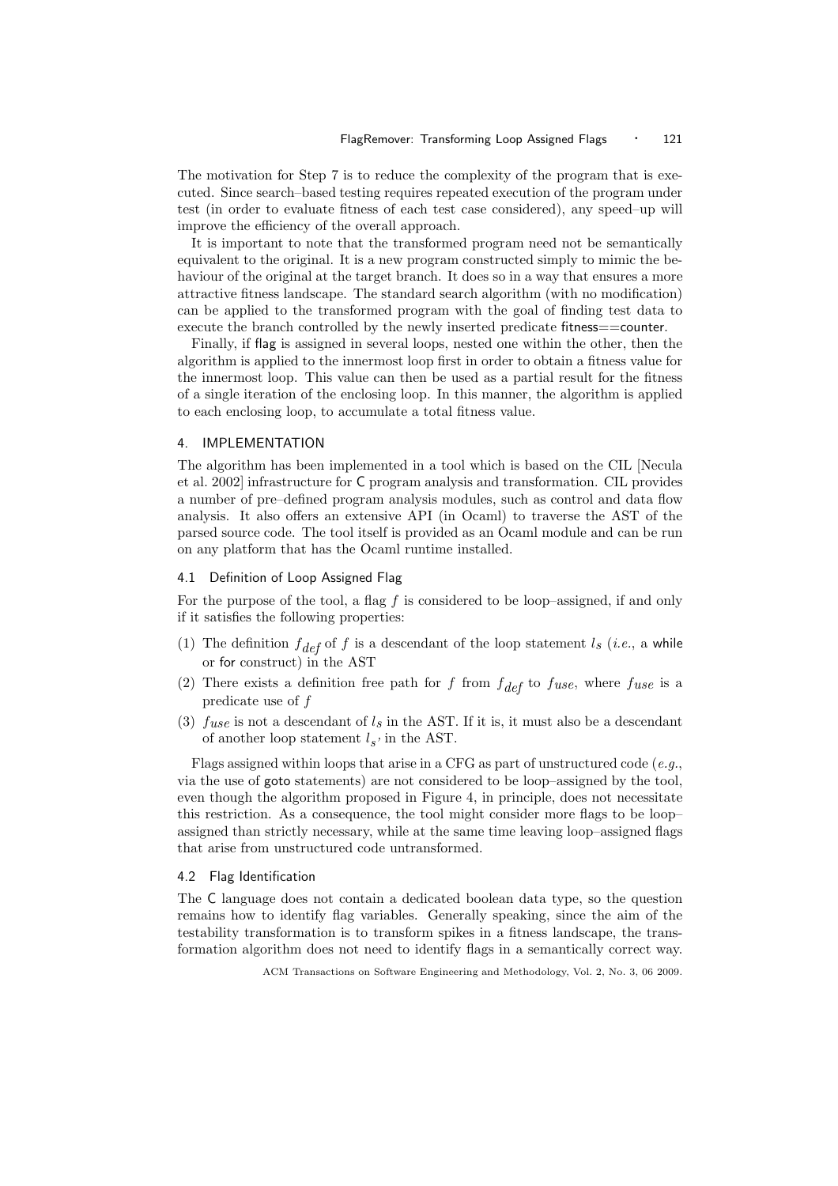The motivation for Step 7 is to reduce the complexity of the program that is executed. Since search–based testing requires repeated execution of the program under test (in order to evaluate fitness of each test case considered), any speed–up will improve the efficiency of the overall approach.

It is important to note that the transformed program need not be semantically equivalent to the original. It is a new program constructed simply to mimic the behaviour of the original at the target branch. It does so in a way that ensures a more attractive fitness landscape. The standard search algorithm (with no modification) can be applied to the transformed program with the goal of finding test data to execute the branch controlled by the newly inserted predicate fitness==counter.

Finally, if flag is assigned in several loops, nested one within the other, then the algorithm is applied to the innermost loop first in order to obtain a fitness value for the innermost loop. This value can then be used as a partial result for the fitness of a single iteration of the enclosing loop. In this manner, the algorithm is applied to each enclosing loop, to accumulate a total fitness value.

## 4. IMPLEMENTATION

The algorithm has been implemented in a tool which is based on the CIL [Necula et al. 2002] infrastructure for C program analysis and transformation. CIL provides a number of pre–defined program analysis modules, such as control and data flow analysis. It also offers an extensive API (in Ocaml) to traverse the AST of the parsed source code. The tool itself is provided as an Ocaml module and can be run on any platform that has the Ocaml runtime installed.

### 4.1 Definition of Loop Assigned Flag

For the purpose of the tool, a flag $f$ is considered to be loop–assigned, if and only if it satisfies the following properties:

(1) The definition $f_{def}$ of $f$ is a descendant of the loop statement $l_s$ (*i.e.*, a while or for construct) in the AST

(2) There exists a definition free path for $f$ from $f_{def}$ to $fuse$, where $fuse$ is a predicate use of $f$

(3) $fuse$ is not a descendant of $l_s$ in the AST. If it is, it must also be a descendant of another loop statement $l_{s'}$ in the AST.

Flags assigned within loops that arise in a CFG as part of unstructured code (*e.g.*, via the use of goto statements) are not considered to be loop–assigned by the tool, even though the algorithm proposed in Figure 4, in principle, does not necessitate this restriction. As a consequence, the tool might consider more flags to be loop–assigned than strictly necessary, while at the same time leaving loop–assigned flags that arise from unstructured code untransformed.

### 4.2 Flag Identification

The C language does not contain a dedicated boolean data type, so the question remains how to identify flag variables. Generally speaking, since the aim of the testability transformation is to transform spikes in a fitness landscape, the transformation algorithm does not need to identify flags in a semantically correct way.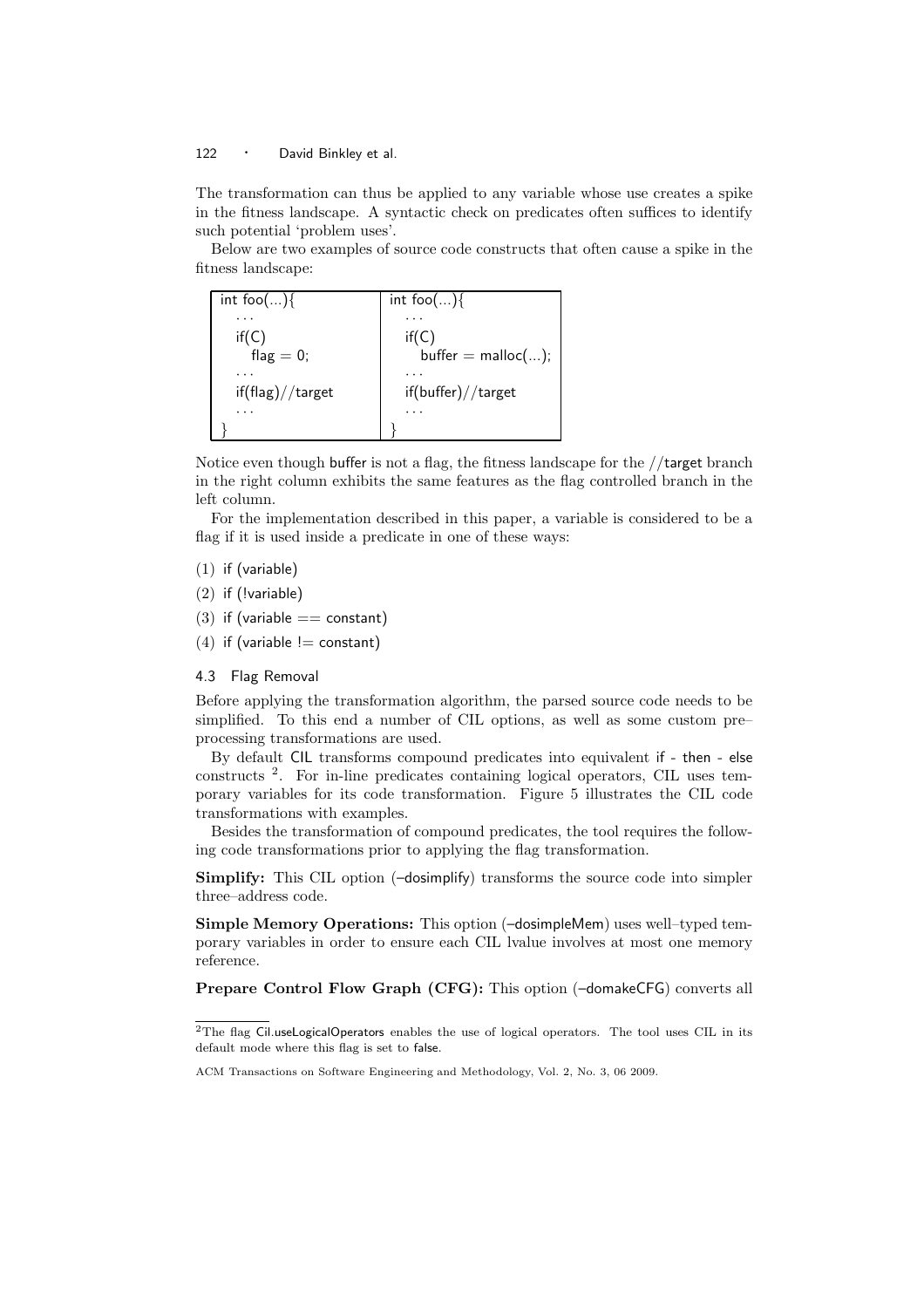The transformation can thus be applied to any variable whose use creates a spike in the fitness landscape. A syntactic check on predicates often suffices to identify such potential 'problem uses'.

Below are two examples of source code constructs that often cause a spike in the fitness landscape:

| int foo(...){ | int foo(...){ |
|---|---|
| ... | ... |
| if(C) | if(C) |
| flag = 0; | buffer = malloc(...); |
| ... | ... |
| if(flag)//target | if(buffer)//target |
| ... | ... |
| } | } |

Notice even though buffer is not a flag, the fitness landscape for the //target branch in the right column exhibits the same features as the flag controlled branch in the left column.

For the implementation described in this paper, a variable is considered to be a flag if it is used inside a predicate in one of these ways:

(1) if (variable)

(2) if (!variable)

(3) if (variable == constant)

(4) if (variable != constant)

### 4.3 Flag Removal

Before applying the transformation algorithm, the parsed source code needs to be simplified. To this end a number of CIL options, as well as some custom pre–processing transformations are used.

By default CIL transforms compound predicates into equivalent if - then - else constructs [2]. For in-line predicates containing logical operators, CIL uses temporary variables for its code transformation. Figure 5 illustrates the CIL code transformations with examples.

Besides the transformation of compound predicates, the tool requires the following code transformations prior to applying the flag transformation.

**Simplify:** This CIL option (–dosimplify) transforms the source code into simpler three–address code.

**Simple Memory Operations:** This option (–dosimpleMem) uses well–typed temporary variables in order to ensure each CIL lvalue involves at most one memory reference.

**Prepare Control Flow Graph (CFG):** This option (–domakeCFG) converts all

[2] The flag Cil.useLogicalOperators enables the use of logical operators. The tool uses CIL in its default mode where this flag is set to false.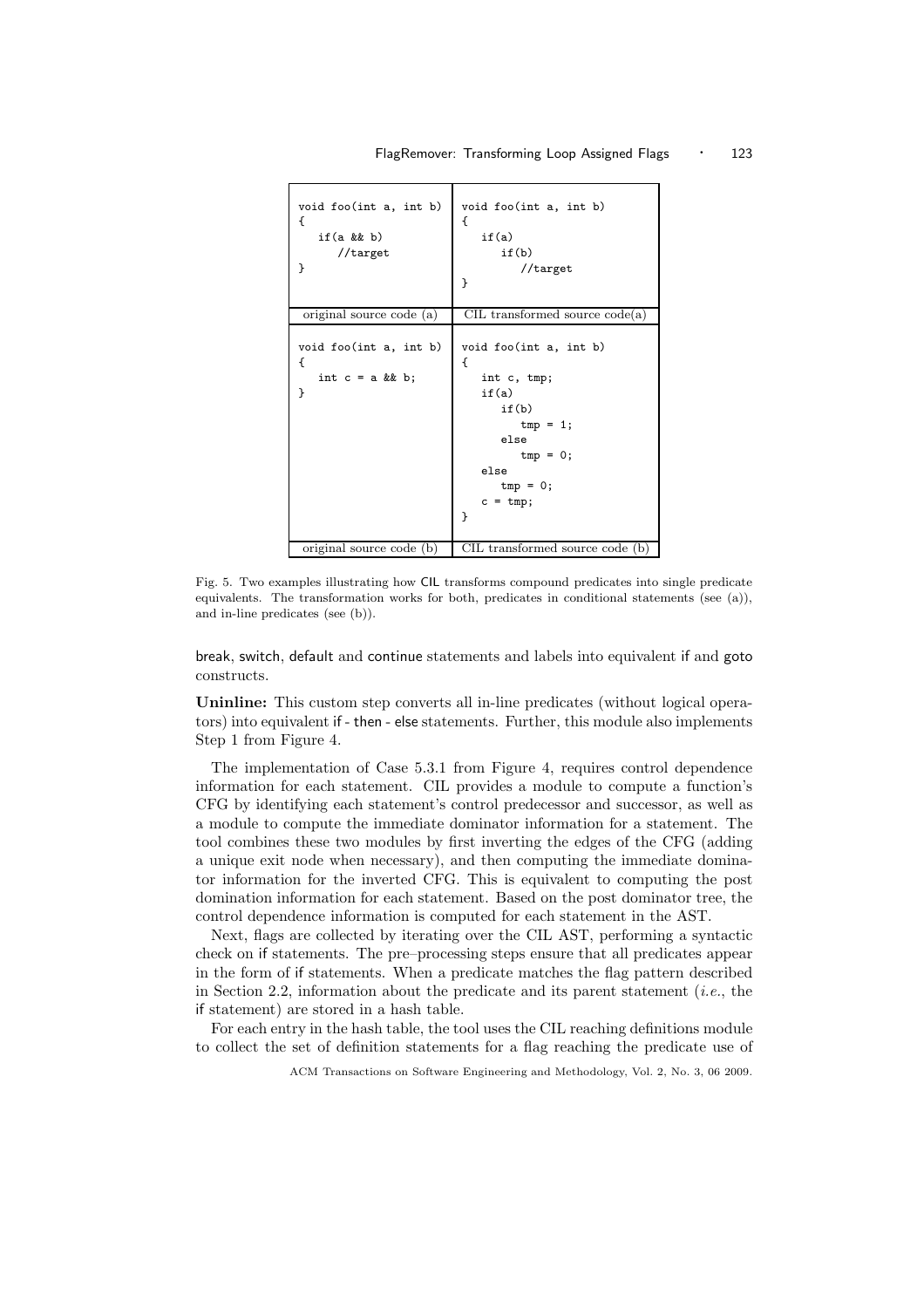| | |
|---|---|
| <pre>void foo(int a, int b)<br>{<br>   if(a && b)<br>      //target<br>}</pre> | <pre>void foo(int a, int b)<br>{<br>   if(a)<br>      if(b)<br>         //target<br>}</pre> |
| original source code (a) | CIL transformed source code(a) |
| <pre>void foo(int a, int b)<br>{<br>   int c = a && b;<br>}</pre> | <pre>void foo(int a, int b)<br>{<br>   int c, tmp;<br>   if(a)<br>      if(b)<br>         tmp = 1;<br>      else<br>         tmp = 0;<br>   else<br>      tmp = 0;<br>   c = tmp;<br>}</pre> |
| original source code (b) | CIL transformed source code (b) |

Fig. 5. Two examples illustrating how CIL transforms compound predicates into single predicate equivalents. The transformation works for both, predicates in conditional statements (see (a)), and in-line predicates (see (b)).

break, switch, default and continue statements and labels into equivalent if and goto constructs.

**Uninline:** This custom step converts all in-line predicates (without logical operators) into equivalent if - then - else statements. Further, this module also implements Step 1 from Figure 4.

The implementation of Case 5.3.1 from Figure 4, requires control dependence information for each statement. CIL provides a module to compute a function's CFG by identifying each statement's control predecessor and successor, as well as a module to compute the immediate dominator information for a statement. The tool combines these two modules by first inverting the edges of the CFG (adding a unique exit node when necessary), and then computing the immediate dominator information for the inverted CFG. This is equivalent to computing the post domination information for each statement. Based on the post dominator tree, the control dependence information is computed for each statement in the AST.

Next, flags are collected by iterating over the CIL AST, performing a syntactic check on if statements. The pre–processing steps ensure that all predicates appear in the form of if statements. When a predicate matches the flag pattern described in Section 2.2, information about the predicate and its parent statement (*i.e.*, the if statement) are stored in a hash table.

For each entry in the hash table, the tool uses the CIL reaching definitions module to collect the set of definition statements for a flag reaching the predicate use of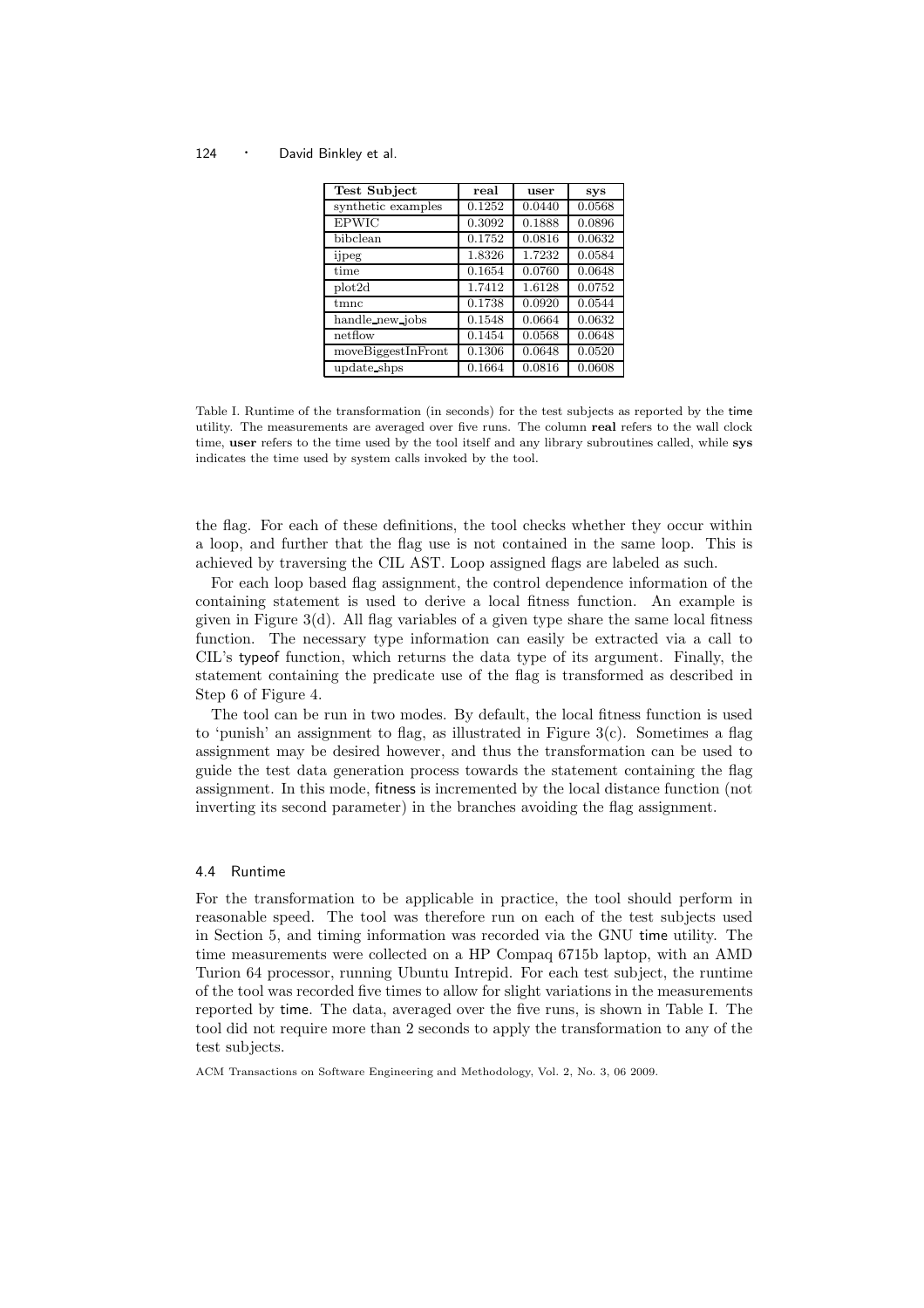| Test Subject | real | user | sys |
|---|---|---|---|
| synthetic examples | 0.1252 | 0.0440 | 0.0568 |
| EPWIC | 0.3092 | 0.1888 | 0.0896 |
| bibclean | 0.1752 | 0.0816 | 0.0632 |
| ijpeg | 1.8326 | 1.7232 | 0.0584 |
| time | 0.1654 | 0.0760 | 0.0648 |
| plot2d | 1.7412 | 1.6128 | 0.0752 |
| tmnc | 0.1738 | 0.0920 | 0.0544 |
| handle_new_jobs | 0.1548 | 0.0664 | 0.0632 |
| netflow | 0.1454 | 0.0568 | 0.0648 |
| moveBiggestInFront | 0.1306 | 0.0648 | 0.0520 |
| update_shps | 0.1664 | 0.0816 | 0.0608 |

Table I. Runtime of the transformation (in seconds) for the test subjects as reported by the time utility. The measurements are averaged over five runs. The column **real** refers to the wall clock time, **user** refers to the time used by the tool itself and any library subroutines called, while **sys** indicates the time used by system calls invoked by the tool.

the flag. For each of these definitions, the tool checks whether they occur within a loop, and further that the flag use is not contained in the same loop. This is achieved by traversing the CIL AST. Loop assigned flags are labeled as such.

For each loop based flag assignment, the control dependence information of the containing statement is used to derive a local fitness function. An example is given in Figure 3(d). All flag variables of a given type share the same local fitness function. The necessary type information can easily be extracted via a call to CIL's typeof function, which returns the data type of its argument. Finally, the statement containing the predicate use of the flag is transformed as described in Step 6 of Figure 4.

The tool can be run in two modes. By default, the local fitness function is used to 'punish' an assignment to flag, as illustrated in Figure 3(c). Sometimes a flag assignment may be desired however, and thus the transformation can be used to guide the test data generation process towards the statement containing the flag assignment. In this mode, fitness is incremented by the local distance function (not inverting its second parameter) in the branches avoiding the flag assignment.

### 4.4 Runtime

For the transformation to be applicable in practice, the tool should perform in reasonable speed. The tool was therefore run on each of the test subjects used in Section 5, and timing information was recorded via the GNU time utility. The time measurements were collected on a HP Compaq 6715b laptop, with an AMD Turion 64 processor, running Ubuntu Intrepid. For each test subject, the runtime of the tool was recorded five times to allow for slight variations in the measurements reported by time. The data, averaged over the five runs, is shown in Table I. The tool did not require more than 2 seconds to apply the transformation to any of the test subjects.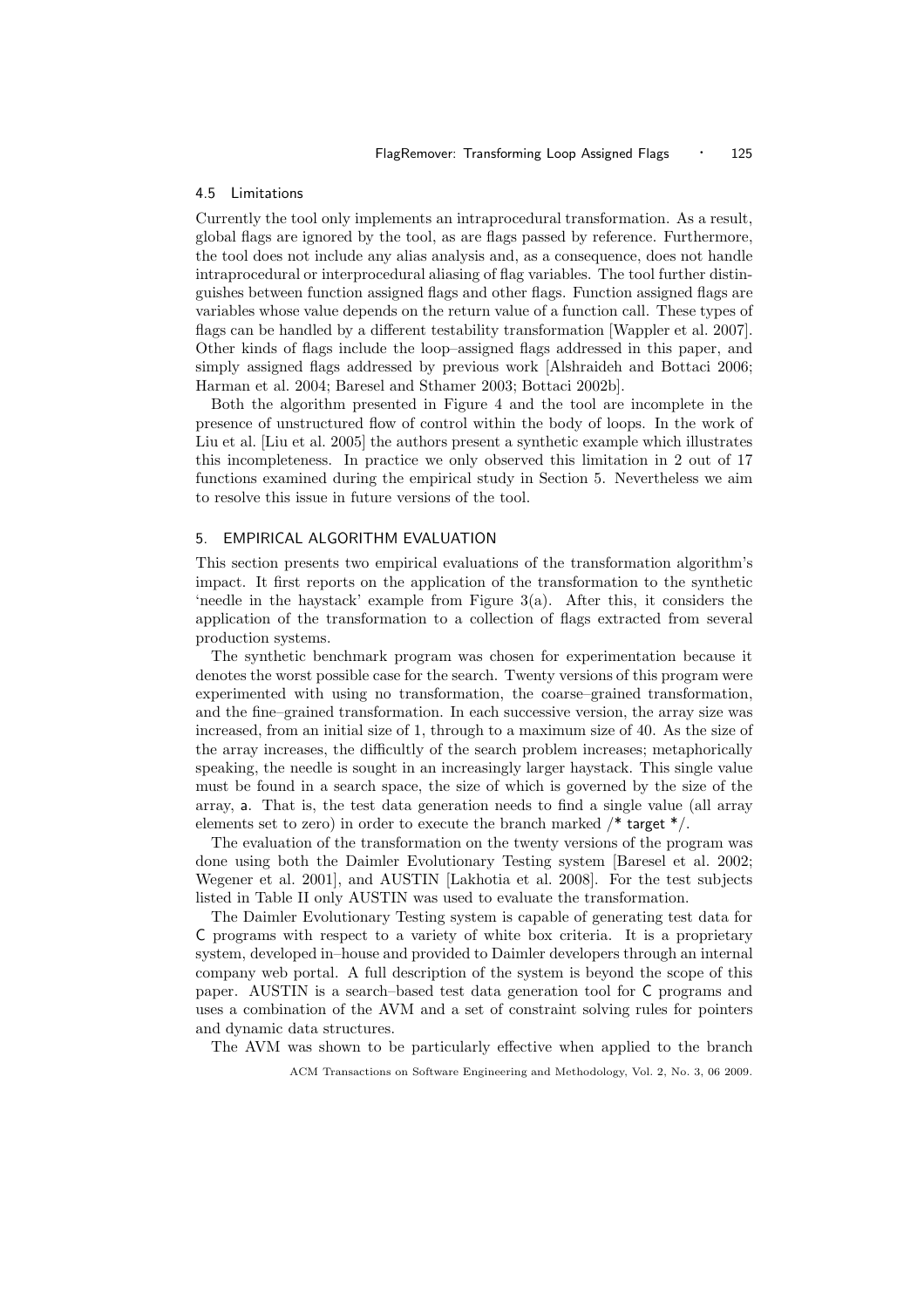### 4.5 Limitations

Currently the tool only implements an intraprocedural transformation. As a result, global flags are ignored by the tool, as are flags passed by reference. Furthermore, the tool does not include any alias analysis and, as a consequence, does not handle intraprocedural or interprocedural aliasing of flag variables. The tool further distinguishes between function assigned flags and other flags. Function assigned flags are variables whose value depends on the return value of a function call. These types of flags can be handled by a different testability transformation [Wappler et al. 2007]. Other kinds of flags include the loop–assigned flags addressed in this paper, and simply assigned flags addressed by previous work [Alshraideh and Bottaci 2006; Harman et al. 2004; Baresel and Sthamer 2003; Bottaci 2002b].

Both the algorithm presented in Figure 4 and the tool are incomplete in the presence of unstructured flow of control within the body of loops. In the work of Liu et al. [Liu et al. 2005] the authors present a synthetic example which illustrates this incompleteness. In practice we only observed this limitation in 2 out of 17 functions examined during the empirical study in Section 5. Nevertheless we aim to resolve this issue in future versions of the tool.

## 5. EMPIRICAL ALGORITHM EVALUATION

This section presents two empirical evaluations of the transformation algorithm's impact. It first reports on the application of the transformation to the synthetic 'needle in the haystack' example from Figure 3(a). After this, it considers the application of the transformation to a collection of flags extracted from several production systems.

The synthetic benchmark program was chosen for experimentation because it denotes the worst possible case for the search. Twenty versions of this program were experimented with using no transformation, the coarse–grained transformation, and the fine–grained transformation. In each successive version, the array size was increased, from an initial size of 1, through to a maximum size of 40. As the size of the array increases, the difficultly of the search problem increases; metaphorically speaking, the needle is sought in an increasingly larger haystack. This single value must be found in a search space, the size of which is governed by the size of the array, a. That is, the test data generation needs to find a single value (all array elements set to zero) in order to execute the branch marked /* target */.

The evaluation of the transformation on the twenty versions of the program was done using both the Daimler Evolutionary Testing system [Baresel et al. 2002; Wegener et al. 2001], and AUSTIN [Lakhotia et al. 2008]. For the test subjects listed in Table II only AUSTIN was used to evaluate the transformation.

The Daimler Evolutionary Testing system is capable of generating test data for C programs with respect to a variety of white box criteria. It is a proprietary system, developed in–house and provided to Daimler developers through an internal company web portal. A full description of the system is beyond the scope of this paper. AUSTIN is a search–based test data generation tool for C programs and uses a combination of the AVM and a set of constraint solving rules for pointers and dynamic data structures.

The AVM was shown to be particularly effective when applied to the branch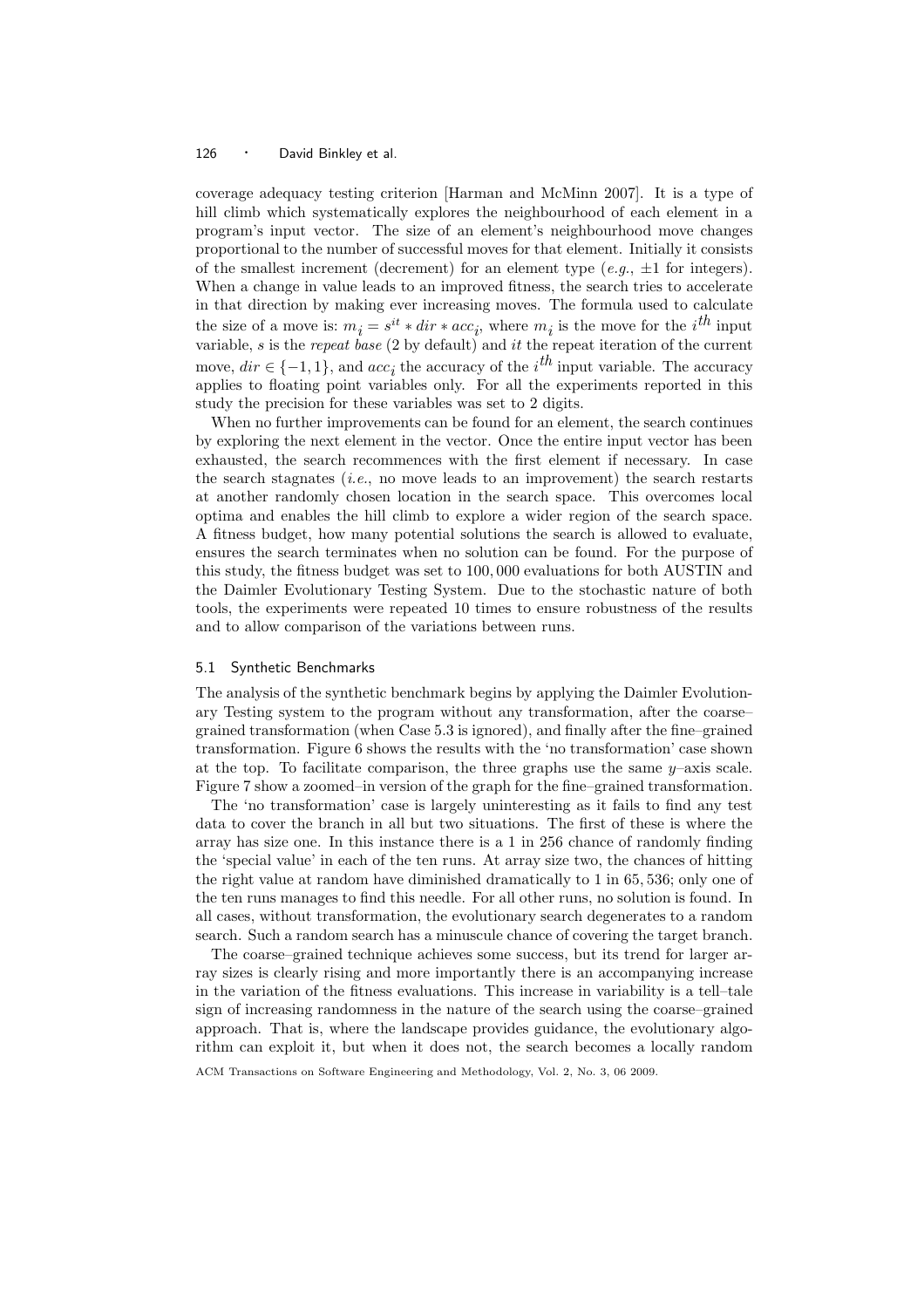coverage adequacy testing criterion [Harman and McMinn 2007]. It is a type of hill climb which systematically explores the neighbourhood of each element in a program's input vector. The size of an element's neighbourhood move changes proportional to the number of successful moves for that element. Initially it consists of the smallest increment (decrement) for an element type (*e.g.*, $\pm 1$ for integers). When a change in value leads to an improved fitness, the search tries to accelerate in that direction by making ever increasing moves. The formula used to calculate the size of a move is: $m_i = s^{it} * dir * acc_i$, where $m_i$ is the move for the $i^{th}$ input variable, $s$ is the *repeat base* (2 by default) and $it$ the repeat iteration of the current move, $dir \in \{-1, 1\}$, and $acc_i$ the accuracy of the $i^{th}$ input variable. The accuracy applies to floating point variables only. For all the experiments reported in this study the precision for these variables was set to 2 digits.

When no further improvements can be found for an element, the search continues by exploring the next element in the vector. Once the entire input vector has been exhausted, the search recommences with the first element if necessary. In case the search stagnates (*i.e.*, no move leads to an improvement) the search restarts at another randomly chosen location in the search space. This overcomes local optima and enables the hill climb to explore a wider region of the search space. A fitness budget, how many potential solutions the search is allowed to evaluate, ensures the search terminates when no solution can be found. For the purpose of this study, the fitness budget was set to 100,000 evaluations for both AUSTIN and the Daimler Evolutionary Testing System. Due to the stochastic nature of both tools, the experiments were repeated 10 times to ensure robustness of the results and to allow comparison of the variations between runs.

### 5.1 Synthetic Benchmarks

The analysis of the synthetic benchmark begins by applying the Daimler Evolutionary Testing system to the program without any transformation, after the coarse–grained transformation (when Case 5.3 is ignored), and finally after the fine–grained transformation. Figure 6 shows the results with the 'no transformation' case shown at the top. To facilitate comparison, the three graphs use the same $y$–axis scale. Figure 7 show a zoomed–in version of the graph for the fine–grained transformation.

The 'no transformation' case is largely uninteresting as it fails to find any test data to cover the branch in all but two situations. The first of these is where the array has size one. In this instance there is a 1 in 256 chance of randomly finding the 'special value' in each of the ten runs. At array size two, the chances of hitting the right value at random have diminished dramatically to 1 in 65,536; only one of the ten runs manages to find this needle. For all other runs, no solution is found. In all cases, without transformation, the evolutionary search degenerates to a random search. Such a random search has a minuscule chance of covering the target branch.

The coarse–grained technique achieves some success, but its trend for larger array sizes is clearly rising and more importantly there is an accompanying increase in the variation of the fitness evaluations. This increase in variability is a tell–tale sign of increasing randomness in the nature of the search using the coarse–grained approach. That is, where the landscape provides guidance, the evolutionary algorithm can exploit it, but when it does not, the search becomes a locally random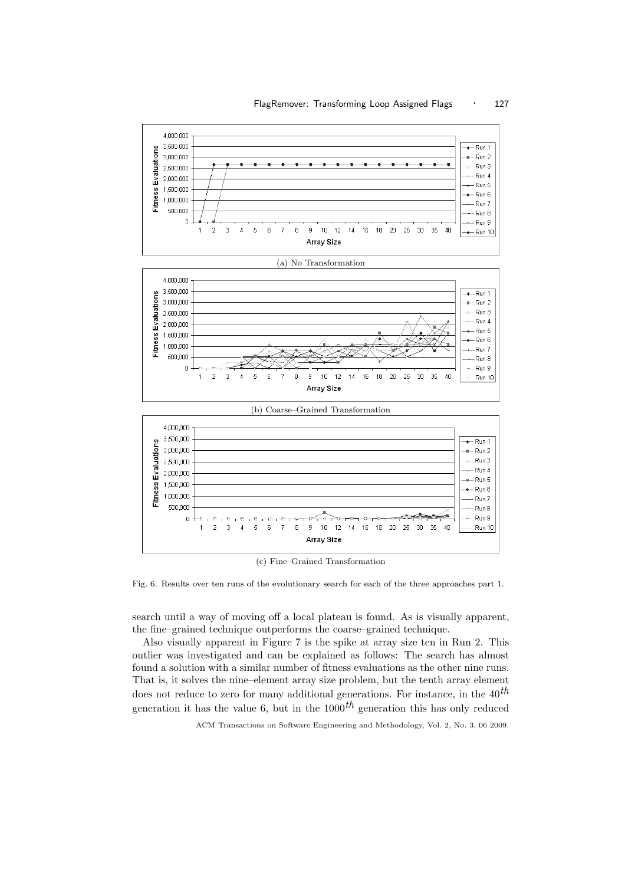(a) No Transformation

(b) Coarse–Grained Transformation

(c) Fine–Grained Transformation

Fig. 6. Results over ten runs of the evolutionary search for each of the three approaches part 1.

search until a way of moving off a local plateau is found. As is visually apparent, the fine–grained technique outperforms the coarse–grained technique.

Also visually apparent in Figure 7 is the spike at array size ten in Run 2. This outlier was investigated and can be explained as follows: The search has almost found a solution with a similar number of fitness evaluations as the other nine runs. That is, it solves the nine–element array size problem, but the tenth array element does not reduce to zero for many additional generations. For instance, in the $40^{th}$ generation it has the value 6, but in the $1000^{th}$ generation this has only reduced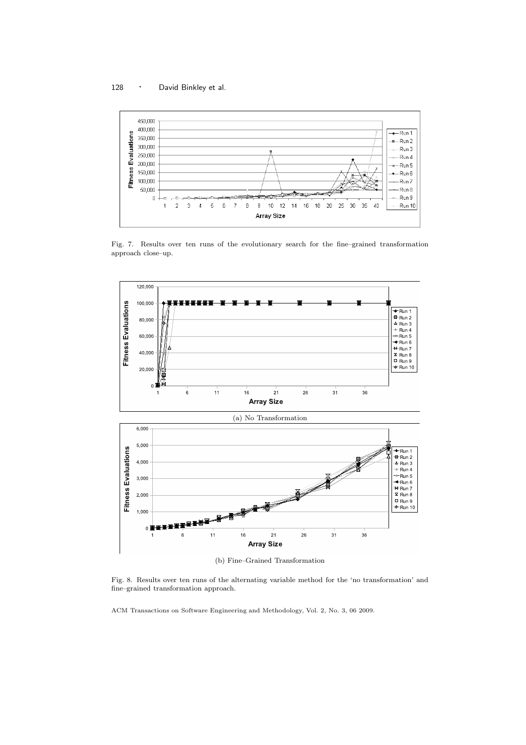Fig. 7. Results over ten runs of the evolutionary search for the fine–grained transformation approach close–up.

(a) No Transformation

(b) Fine–Grained Transformation

Fig. 8. Results over ten runs of the alternating variable method for the 'no transformation' and fine–grained transformation approach.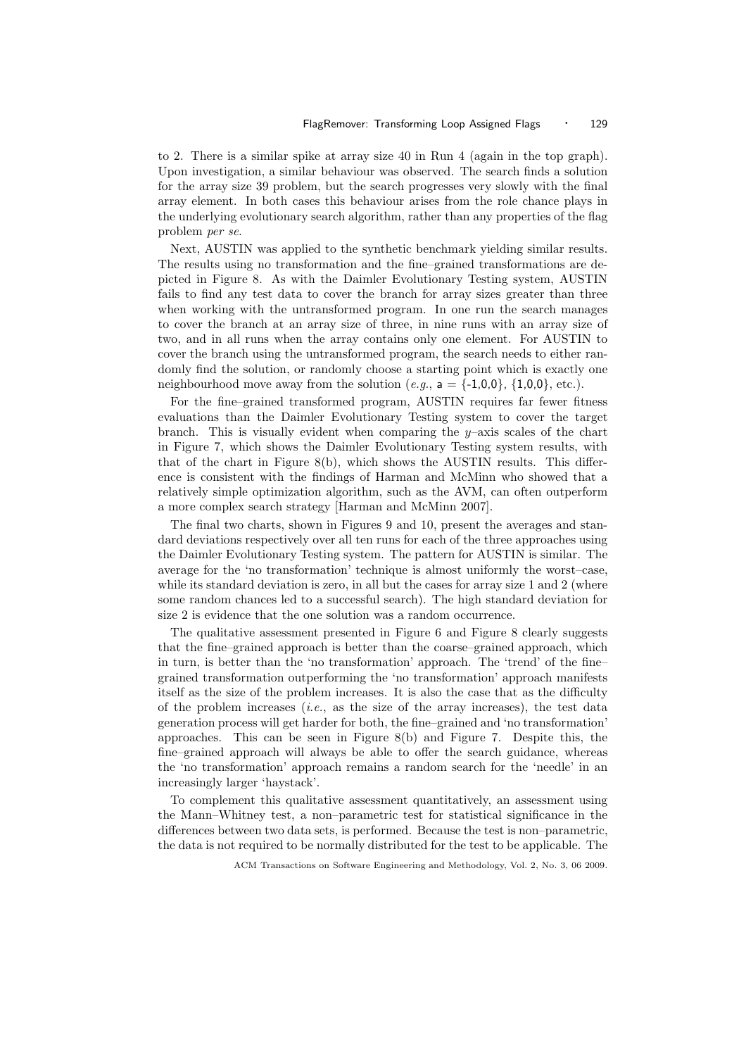to 2. There is a similar spike at array size 40 in Run 4 (again in the top graph). Upon investigation, a similar behaviour was observed. The search finds a solution for the array size 39 problem, but the search progresses very slowly with the final array element. In both cases this behaviour arises from the role chance plays in the underlying evolutionary search algorithm, rather than any properties of the flag problem *per se*.

Next, AUSTIN was applied to the synthetic benchmark yielding similar results. The results using no transformation and the fine–grained transformations are depicted in Figure 8. As with the Daimler Evolutionary Testing system, AUSTIN fails to find any test data to cover the branch for array sizes greater than three when working with the untransformed program. In one run the search manages to cover the branch at an array size of three, in nine runs with an array size of two, and in all runs when the array contains only one element. For AUSTIN to cover the branch using the untransformed program, the search needs to either randomly find the solution, or randomly choose a starting point which is exactly one neighbourhood move away from the solution (*e.g.*, a = {-1,0,0}, {1,0,0}, etc.).

For the fine–grained transformed program, AUSTIN requires far fewer fitness evaluations than the Daimler Evolutionary Testing system to cover the target branch. This is visually evident when comparing the $y$–axis scales of the chart in Figure 7, which shows the Daimler Evolutionary Testing system results, with that of the chart in Figure 8(b), which shows the AUSTIN results. This difference is consistent with the findings of Harman and McMinn who showed that a relatively simple optimization algorithm, such as the AVM, can often outperform a more complex search strategy [Harman and McMinn 2007].

The final two charts, shown in Figures 9 and 10, present the averages and standard deviations respectively over all ten runs for each of the three approaches using the Daimler Evolutionary Testing system. The pattern for AUSTIN is similar. The average for the 'no transformation' technique is almost uniformly the worst–case, while its standard deviation is zero, in all but the cases for array size 1 and 2 (where some random chances led to a successful search). The high standard deviation for size 2 is evidence that the one solution was a random occurrence.

The qualitative assessment presented in Figure 6 and Figure 8 clearly suggests that the fine–grained approach is better than the coarse–grained approach, which in turn, is better than the 'no transformation' approach. The 'trend' of the fine–grained transformation outperforming the 'no transformation' approach manifests itself as the size of the problem increases. It is also the case that as the difficulty of the problem increases (*i.e.*, as the size of the array increases), the test data generation process will get harder for both, the fine–grained and 'no transformation' approaches. This can be seen in Figure 8(b) and Figure 7. Despite this, the fine–grained approach will always be able to offer the search guidance, whereas the 'no transformation' approach remains a random search for the 'needle' in an increasingly larger 'haystack'.

To complement this qualitative assessment quantitatively, an assessment using the Mann–Whitney test, a non–parametric test for statistical significance in the differences between two data sets, is performed. Because the test is non–parametric, the data is not required to be normally distributed for the test to be applicable. The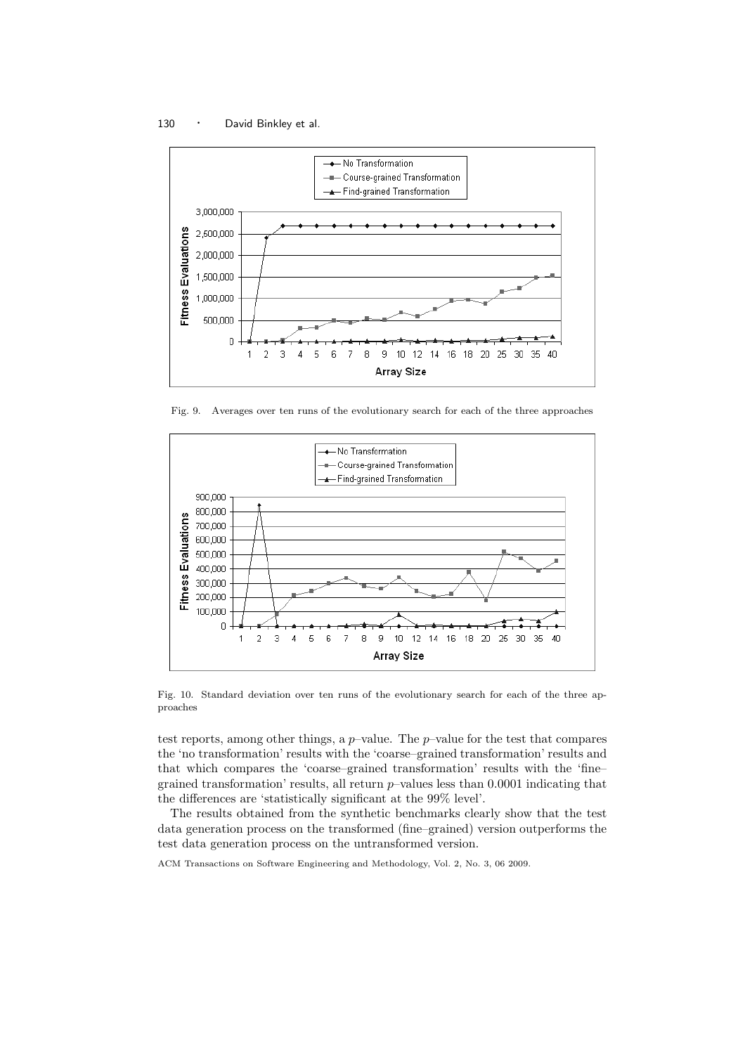Fig. 9. Averages over ten runs of the evolutionary search for each of the three approaches

Fig. 10. Standard deviation over ten runs of the evolutionary search for each of the three approaches

test reports, among other things, a $p$–value. The $p$–value for the test that compares the 'no transformation' results with the 'coarse–grained transformation' results and that which compares the 'coarse–grained transformation' results with the 'fine–grained transformation' results, all return $p$–values less than 0.0001 indicating that the differences are 'statistically significant at the 99% level'.

The results obtained from the synthetic benchmarks clearly show that the test data generation process on the transformed (fine–grained) version outperforms the test data generation process on the untransformed version.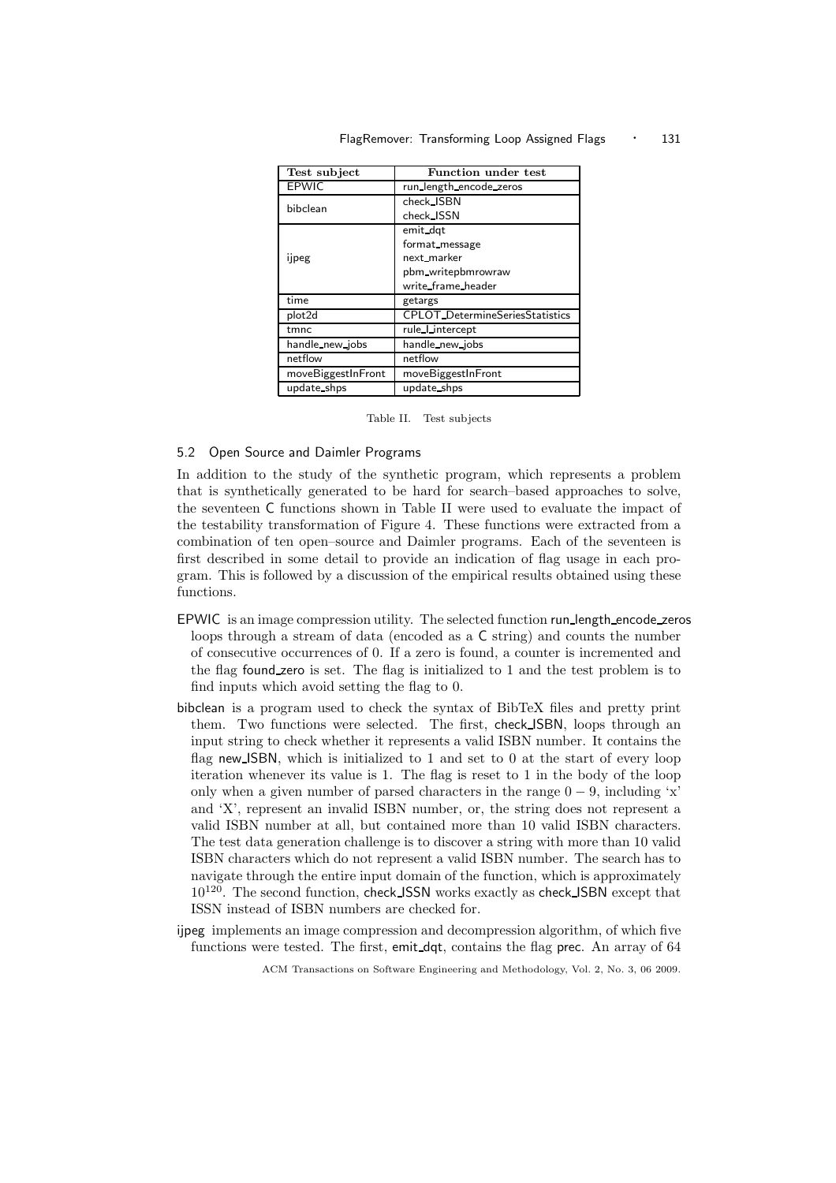| Test subject | Function under test |
|---|---|
| EPWIC | run_length_encode_zeros |
| bibclean | check_ISBN |
| | check_ISSN |
| ijpeg | emit_dqt |
| | format_message |
| | next_marker |
| | pbm_writepbmrowraw |
| | write_frame_header |
| time | getargs |
| plot2d | CPLOT_DetermineSeriesStatistics |
| tmnc | rule_I_intercept |
| handle_new_jobs | handle_new_jobs |
| netflow | netflow |
| moveBiggestInFront | moveBiggestInFront |
| update_shps | update_shps |

Table II. Test subjects

### 5.2 Open Source and Daimler Programs

In addition to the study of the synthetic program, which represents a problem that is synthetically generated to be hard for search–based approaches to solve, the seventeen C functions shown in Table II were used to evaluate the impact of the testability transformation of Figure 4. These functions were extracted from a combination of ten open–source and Daimler programs. Each of the seventeen is first described in some detail to provide an indication of flag usage in each program. This is followed by a discussion of the empirical results obtained using these functions.

- EPWIC is an image compression utility. The selected function run_length_encode_zeros loops through a stream of data (encoded as a C string) and counts the number of consecutive occurrences of 0. If a zero is found, a counter is incremented and the flag found_zero is set. The flag is initialized to 1 and the test problem is to find inputs which avoid setting the flag to 0.
- bibclean is a program used to check the syntax of BibTeX files and pretty print them. Two functions were selected. The first, check_ISBN, loops through an input string to check whether it represents a valid ISBN number. It contains the flag new_ISBN, which is initialized to 1 and set to 0 at the start of every loop iteration whenever its value is 1. The flag is reset to 1 in the body of the loop only when a given number of parsed characters in the range $0-9$, including 'x' and 'X', represent an invalid ISBN number, or, the string does not represent a valid ISBN number at all, but contained more than 10 valid ISBN characters. The test data generation challenge is to discover a string with more than 10 valid ISBN characters which do not represent a valid ISBN number. The search has to navigate through the entire input domain of the function, which is approximately $10^{120}$. The second function, check_ISSN works exactly as check_ISBN except that ISSN instead of ISBN numbers are checked for.
- ijpeg implements an image compression and decompression algorithm, of which five functions were tested. The first, emit_dqt, contains the flag prec. An array of 64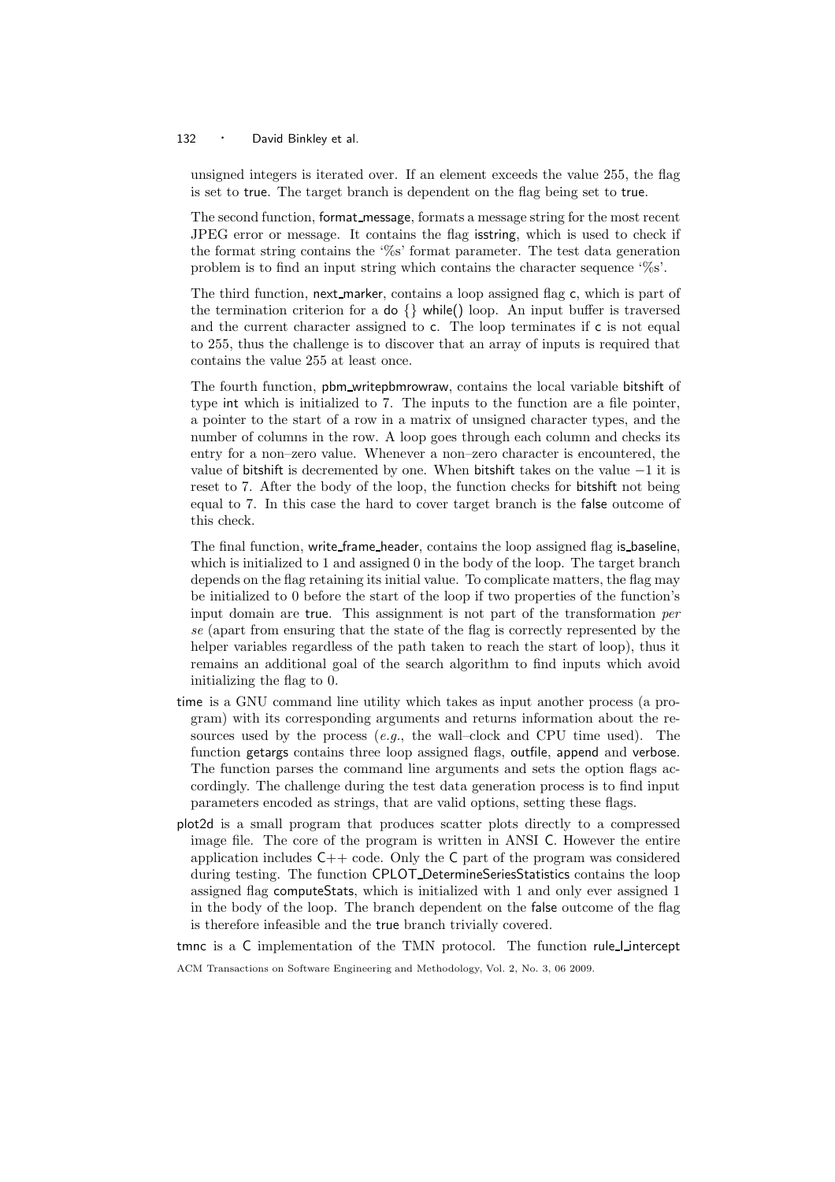unsigned integers is iterated over. If an element exceeds the value 255, the flag is set to true. The target branch is dependent on the flag being set to true.

The second function, format_message, formats a message string for the most recent JPEG error or message. It contains the flag isstring, which is used to check if the format string contains the '%s' format parameter. The test data generation problem is to find an input string which contains the character sequence '%s'.

The third function, next_marker, contains a loop assigned flag c, which is part of the termination criterion for a do {} while() loop. An input buffer is traversed and the current character assigned to c. The loop terminates if c is not equal to 255, thus the challenge is to discover that an array of inputs is required that contains the value 255 at least once.

The fourth function, pbm_writepbmrowraw, contains the local variable bitshift of type int which is initialized to 7. The inputs to the function are a file pointer, a pointer to the start of a row in a matrix of unsigned character types, and the number of columns in the row. A loop goes through each column and checks its entry for a non–zero value. Whenever a non–zero character is encountered, the value of bitshift is decremented by one. When bitshift takes on the value $-1$ it is reset to 7. After the body of the loop, the function checks for bitshift not being equal to 7. In this case the hard to cover target branch is the false outcome of this check.

The final function, write_frame_header, contains the loop assigned flag is_baseline, which is initialized to 1 and assigned 0 in the body of the loop. The target branch depends on the flag retaining its initial value. To complicate matters, the flag may be initialized to 0 before the start of the loop if two properties of the function's input domain are true. This assignment is not part of the transformation *per se* (apart from ensuring that the state of the flag is correctly represented by the helper variables regardless of the path taken to reach the start of loop), thus it remains an additional goal of the search algorithm to find inputs which avoid initializing the flag to 0.

- time is a GNU command line utility which takes as input another process (a program) with its corresponding arguments and returns information about the resources used by the process (*e.g.*, the wall–clock and CPU time used). The function getargs contains three loop assigned flags, outfile, append and verbose. The function parses the command line arguments and sets the option flags accordingly. The challenge during the test data generation process is to find input parameters encoded as strings, that are valid options, setting these flags.
- plot2d is a small program that produces scatter plots directly to a compressed image file. The core of the program is written in ANSI C. However the entire application includes C++ code. Only the C part of the program was considered during testing. The function CPLOT_DetermineSeriesStatistics contains the loop assigned flag computeStats, which is initialized with 1 and only ever assigned 1 in the body of the loop. The branch dependent on the false outcome of the flag is therefore infeasible and the true branch trivially covered.
- tmnc is a C implementation of the TMN protocol. The function rule_I_intercept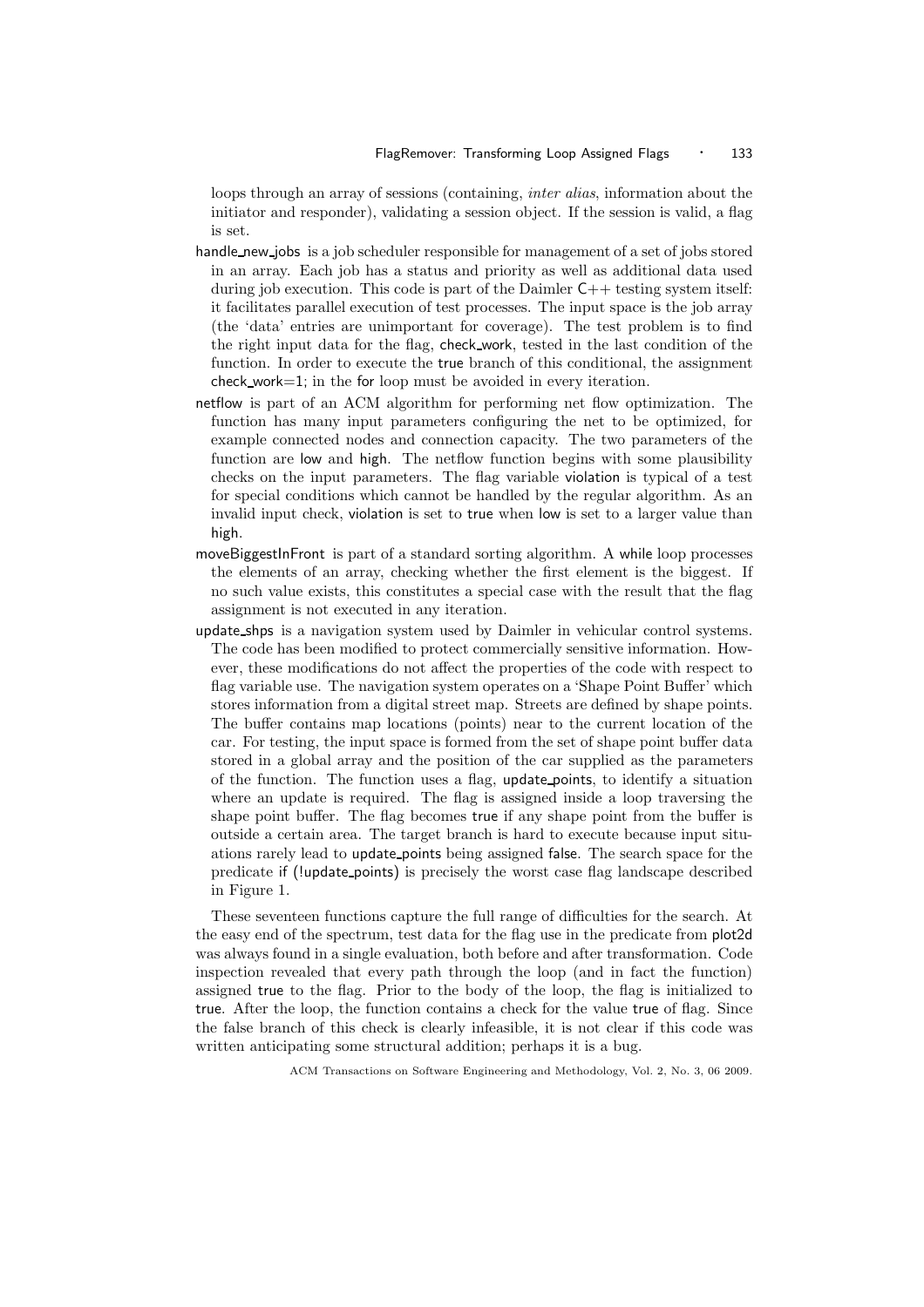loops through an array of sessions (containing, *inter alias*, information about the initiator and responder), validating a session object. If the session is valid, a flag is set.

handle_new_jobs is a job scheduler responsible for management of a set of jobs stored in an array. Each job has a status and priority as well as additional data used during job execution. This code is part of the Daimler C++ testing system itself: it facilitates parallel execution of test processes. The input space is the job array (the 'data' entries are unimportant for coverage). The test problem is to find the right input data for the flag, check_work, tested in the last condition of the function. In order to execute the true branch of this conditional, the assignment check_work=1; in the for loop must be avoided in every iteration.

netflow is part of an ACM algorithm for performing net flow optimization. The function has many input parameters configuring the net to be optimized, for example connected nodes and connection capacity. The two parameters of the function are low and high. The netflow function begins with some plausibility checks on the input parameters. The flag variable violation is typical of a test for special conditions which cannot be handled by the regular algorithm. As an invalid input check, violation is set to true when low is set to a larger value than high.

moveBiggestInFront is part of a standard sorting algorithm. A while loop processes the elements of an array, checking whether the first element is the biggest. If no such value exists, this constitutes a special case with the result that the flag assignment is not executed in any iteration.

update_shps is a navigation system used by Daimler in vehicular control systems. The code has been modified to protect commercially sensitive information. However, these modifications do not affect the properties of the code with respect to flag variable use. The navigation system operates on a 'Shape Point Buffer' which stores information from a digital street map. Streets are defined by shape points. The buffer contains map locations (points) near to the current location of the car. For testing, the input space is formed from the set of shape point buffer data stored in a global array and the position of the car supplied as the parameters of the function. The function uses a flag, update_points, to identify a situation where an update is required. The flag is assigned inside a loop traversing the shape point buffer. The flag becomes true if any shape point from the buffer is outside a certain area. The target branch is hard to execute because input situations rarely lead to update_points being assigned false. The search space for the predicate if (!update_points) is precisely the worst case flag landscape described in Figure 1.

These seventeen functions capture the full range of difficulties for the search. At the easy end of the spectrum, test data for the flag use in the predicate from plot2d was always found in a single evaluation, both before and after transformation. Code inspection revealed that every path through the loop (and in fact the function) assigned true to the flag. Prior to the body of the loop, the flag is initialized to true. After the loop, the function contains a check for the value true of flag. Since the false branch of this check is clearly infeasible, it is not clear if this code was written anticipating some structural addition; perhaps it is a bug.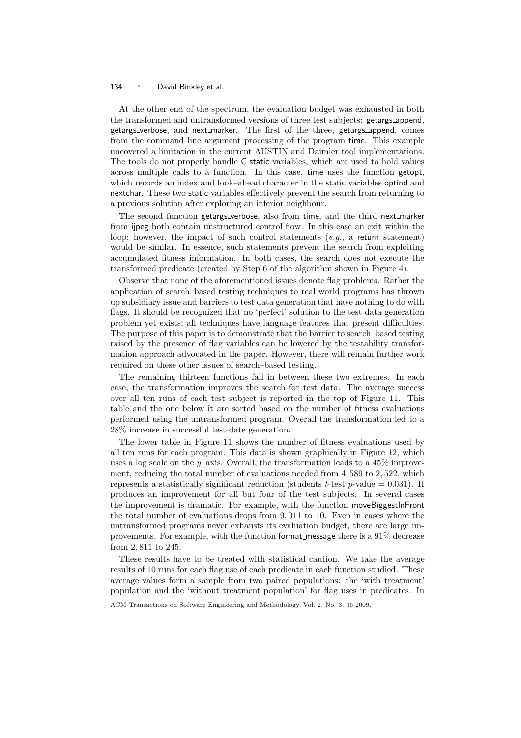At the other end of the spectrum, the evaluation budget was exhausted in both the transformed and untransformed versions of three test subjects: getargs_append, getargs_verbose, and next_marker. The first of the three, getargs_append, comes from the command line argument processing of the program time. This example uncovered a limitation in the current AUSTIN and Daimler tool implementations. The tools do not properly handle C static variables, which are used to hold values across multiple calls to a function. In this case, time uses the function getopt, which records an index and look–ahead character in the static variables optind and nextchar. These two static variables effectively prevent the search from returning to a previous solution after exploring an inferior neighbour.

The second function getargs_verbose, also from time, and the third next_marker from ijpeg both contain unstructured control flow. In this case an exit within the loop; however, the impact of such control statements (*e.g.*, a return statement) would be similar. In essence, such statements prevent the search from exploiting accumulated fitness information. In both cases, the search does not execute the transformed predicate (created by Step 6 of the algorithm shown in Figure 4).

Observe that none of the aforementioned issues denote flag problems. Rather the application of search–based testing techniques to real world programs has thrown up subsidiary issue and barriers to test data generation that have nothing to do with flags. It should be recognized that no 'perfect' solution to the test data generation problem yet exists; all techniques have language features that present difficulties. The purpose of this paper is to demonstrate that the barrier to search–based testing raised by the presence of flag variables can be lowered by the testability transformation approach advocated in the paper. However, there will remain further work required on these other issues of search–based testing.

The remaining thirteen functions fall in between these two extremes. In each case, the transformation improves the search for test data. The average success over all ten runs of each test subject is reported in the top of Figure 11. This table and the one below it are sorted based on the number of fitness evaluations performed using the untransformed program. Overall the transformation led to a 28% increase in successful test-date generation.

The lower table in Figure 11 shows the number of fitness evaluations used by all ten runs for each program. This data is shown graphically in Figure 12, which uses a log scale on the $y$–axis. Overall, the transformation leads to a 45% improvement, reducing the total number of evaluations needed from 4,589 to 2,522, which represents a statistically significant reduction (students $t$-test $p$-value $= 0.031$). It produces an improvement for all but four of the test subjects. In several cases the improvement is dramatic. For example, with the function moveBiggestInFront the total number of evaluations drops from 9,011 to 10. Even in cases where the untransformed programs never exhausts its evaluation budget, there are large improvements. For example, with the function format_message there is a 91% decrease from 2,811 to 245.

These results have to be treated with statistical caution. We take the average results of 10 runs for each flag use of each predicate in each function studied. These average values form a sample from two paired populations: the 'with treatment' population and the 'without treatment population' for flag uses in predicates. In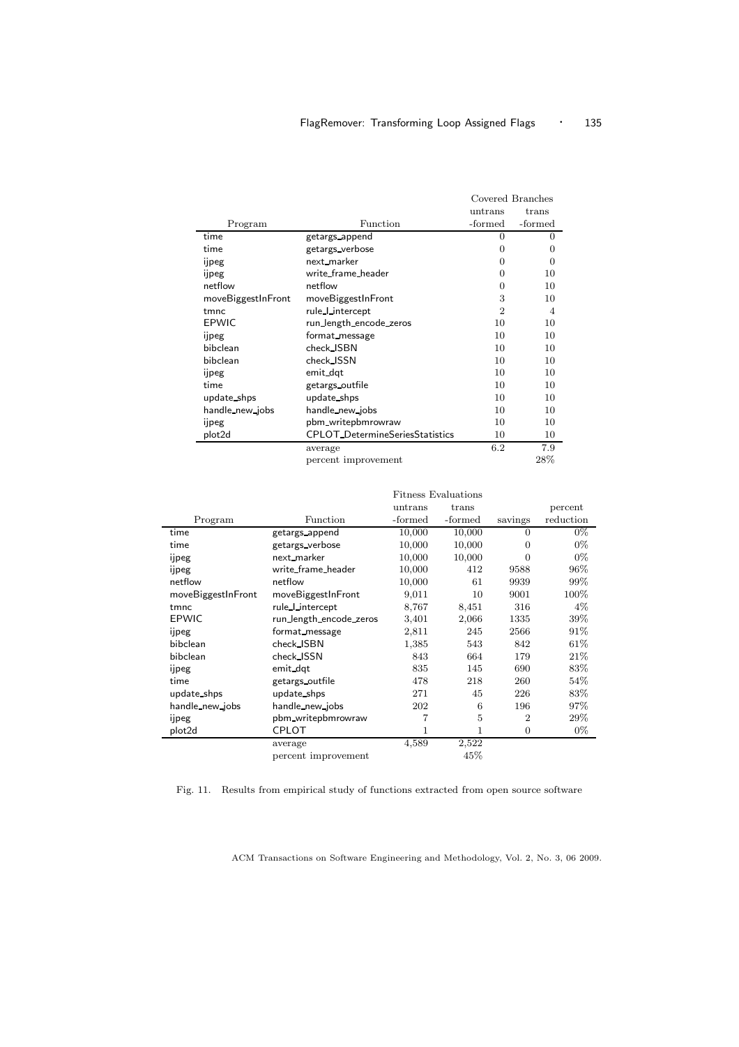| Program | Function | Covered Branches untrans -formed | Covered Branches trans -formed |
|---|---|---|---|
| time | getargs_append | 0 | 0 |
| time | getargs_verbose | 0 | 0 |
| ijpeg | next_marker | 0 | 0 |
| ijpeg | write_frame_header | 0 | 10 |
| netflow | netflow | 0 | 10 |
| moveBiggestInFront | moveBiggestInFront | 3 | 10 |
| tmnc | rule_I_intercept | 2 | 4 |
| EPWIC | run_length_encode_zeros | 10 | 10 |
| ijpeg | format_message | 10 | 10 |
| bibclean | check_ISBN | 10 | 10 |
| bibclean | check_ISSN | 10 | 10 |
| ijpeg | emit_dqt | 10 | 10 |
| time | getargs_outfile | 10 | 10 |
| update_shps | update_shps | 10 | 10 |
| handle_new_jobs | handle_new_jobs | 10 | 10 |
| ijpeg | pbm_writepbmrowraw | 10 | 10 |
| plot2d | CPLOT_DetermineSeriesStatistics | 10 | 10 |
| | average | 6.2 | 7.9 |
| | percent improvement | | 28% |

| Program | Function | Fitness Evaluations untrans -formed | Fitness Evaluations trans -formed | savings | percent reduction |
|---|---|---|---|---|---|
| time | getargs_append | 10,000 | 10,000 | 0 | 0% |
| time | getargs_verbose | 10,000 | 10,000 | 0 | 0% |
| ijpeg | next_marker | 10,000 | 10,000 | 0 | 0% |
| ijpeg | write_frame_header | 10,000 | 412 | 9588 | 96% |
| netflow | netflow | 10,000 | 61 | 9939 | 99% |
| moveBiggestInFront | moveBiggestInFront | 9,011 | 10 | 9001 | 100% |
| tmnc | rule_I_intercept | 8,767 | 8,451 | 316 | 4% |
| EPWIC | run_length_encode_zeros | 3,401 | 2,066 | 1335 | 39% |
| ijpeg | format_message | 2,811 | 245 | 2566 | 91% |
| bibclean | check_ISBN | 1,385 | 543 | 842 | 61% |
| bibclean | check_ISSN | 843 | 664 | 179 | 21% |
| ijpeg | emit_dqt | 835 | 145 | 690 | 83% |
| time | getargs_outfile | 478 | 218 | 260 | 54% |
| update_shps | update_shps | 271 | 45 | 226 | 83% |
| handle_new_jobs | handle_new_jobs | 202 | 6 | 196 | 97% |
| ijpeg | pbm_writepbmrowraw | 7 | 5 | 2 | 29% |
| plot2d | CPLOT | 1 | 1 | 0 | 0% |
| | average | 4,589 | 2,522 | | |
| | percent improvement | | 45% | | |

Fig. 11. Results from empirical study of functions extracted from open source software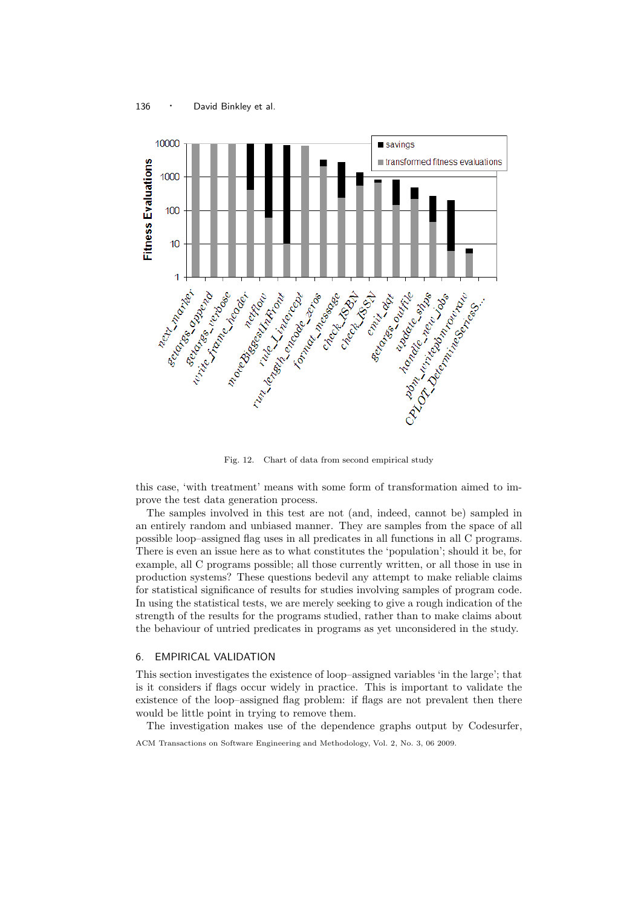Fig. 12. Chart of data from second empirical study

this case, 'with treatment' means with some form of transformation aimed to improve the test data generation process.

The samples involved in this test are not (and, indeed, cannot be) sampled in an entirely random and unbiased manner. They are samples from the space of all possible loop–assigned flag uses in all predicates in all functions in all C programs. There is even an issue here as to what constitutes the 'population'; should it be, for example, all C programs possible; all those currently written, or all those in use in production systems? These questions bedevil any attempt to make reliable claims for statistical significance of results for studies involving samples of program code. In using the statistical tests, we are merely seeking to give a rough indication of the strength of the results for the programs studied, rather than to make claims about the behaviour of untried predicates in programs as yet unconsidered in the study.

## 6. EMPIRICAL VALIDATION

This section investigates the existence of loop–assigned variables 'in the large'; that is it considers if flags occur widely in practice. This is important to validate the existence of the loop–assigned flag problem: if flags are not prevalent then there would be little point in trying to remove them.

The investigation makes use of the dependence graphs output by Codesurfer,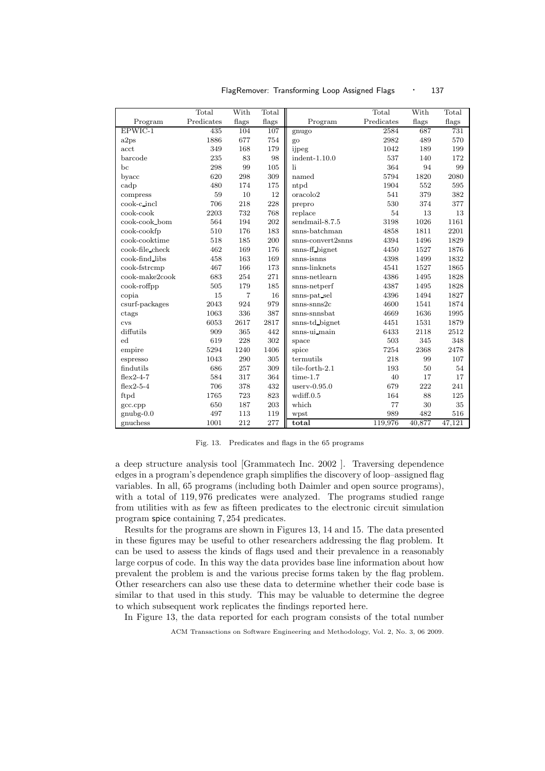| Program | Total Predicates | With flags | Total flags | Program | Total Predicates | With flags | Total flags |
|---|---|---|---|---|---|---|---|
| EPWIC-1 | 435 | 104 | 107 | gnugo | 2584 | 687 | 731 |
| a2ps | 1886 | 677 | 754 | go | 2982 | 489 | 570 |
| acct | 349 | 168 | 179 | ijpeg | 1042 | 189 | 199 |
| barcode | 235 | 83 | 98 | indent-1.10.0 | 537 | 140 | 172 |
| bc | 298 | 99 | 105 | li | 364 | 94 | 99 |
| byacc | 620 | 298 | 309 | named | 5794 | 1820 | 2080 |
| cadp | 480 | 174 | 175 | ntpd | 1904 | 552 | 595 |
| compress | 59 | 10 | 12 | oracolo2 | 541 | 379 | 382 |
| cook-c_incl | 706 | 218 | 228 | prepro | 530 | 374 | 377 |
| cook-cook | 2203 | 732 | 768 | replace | 54 | 13 | 13 |
| cook-cook_bom | 564 | 194 | 202 | sendmail-8.7.5 | 3198 | 1026 | 1161 |
| cook-cookfp | 510 | 176 | 183 | snns-batchman | 4858 | 1811 | 2201 |
| cook-cooktime | 518 | 185 | 200 | snns-convert2snns | 4394 | 1496 | 1829 |
| cook-file_check | 462 | 169 | 176 | snns-ff_bignet | 4450 | 1527 | 1876 |
| cook-find_libs | 458 | 163 | 169 | snns-isnns | 4398 | 1499 | 1832 |
| cook-fstrcmp | 467 | 166 | 173 | snns-linknets | 4541 | 1527 | 1865 |
| cook-make2cook | 683 | 254 | 271 | snns-netlearn | 4386 | 1495 | 1828 |
| cook-roffpp | 505 | 179 | 185 | snns-netperf | 4387 | 1495 | 1828 |
| copia | 15 | 7 | 16 | snns-pat_sel | 4396 | 1494 | 1827 |
| csurf-packages | 2043 | 924 | 979 | snns-snns2c | 4600 | 1541 | 1874 |
| ctags | 1063 | 336 | 387 | snns-snnsbat | 4669 | 1636 | 1995 |
| cvs | 6053 | 2617 | 2817 | snns-td_bignet | 4451 | 1531 | 1879 |
| diffutils | 909 | 365 | 442 | snns-ui_main | 6433 | 2118 | 2512 |
| ed | 619 | 228 | 302 | space | 503 | 345 | 348 |
| empire | 5294 | 1240 | 1406 | spice | 7254 | 2368 | 2478 |
| espresso | 1043 | 290 | 305 | termutils | 218 | 99 | 107 |
| findutils | 686 | 257 | 309 | tile-forth-2.1 | 193 | 50 | 54 |
| flex2-4-7 | 584 | 317 | 364 | time-1.7 | 40 | 17 | 17 |
| flex2-5-4 | 706 | 378 | 432 | userv-0.95.0 | 679 | 222 | 241 |
| ftpd | 1765 | 723 | 823 | wdiff.0.5 | 164 | 88 | 125 |
| gcc.cpp | 650 | 187 | 203 | which | 77 | 30 | 35 |
| gnubg-0.0 | 497 | 113 | 119 | wpst | 989 | 482 | 516 |
| gnuchess | 1001 | 212 | 277 | **total** | 119,976 | 40,877 | 47,121 |

Fig. 13. Predicates and flags in the 65 programs

a deep structure analysis tool [Grammatech Inc. 2002 ]. Traversing dependence edges in a program's dependence graph simplifies the discovery of loop–assigned flag variables. In all, 65 programs (including both Daimler and open source programs), with a total of 119,976 predicates were analyzed. The programs studied range from utilities with as few as fifteen predicates to the electronic circuit simulation program spice containing 7,254 predicates.

Results for the programs are shown in Figures 13, 14 and 15. The data presented in these figures may be useful to other researchers addressing the flag problem. It can be used to assess the kinds of flags used and their prevalence in a reasonably large corpus of code. In this way the data provides base line information about how prevalent the problem is and the various precise forms taken by the flag problem. Other researchers can also use these data to determine whether their code base is similar to that used in this study. This may be valuable to determine the degree to which subsequent work replicates the findings reported here.

In Figure 13, the data reported for each program consists of the total number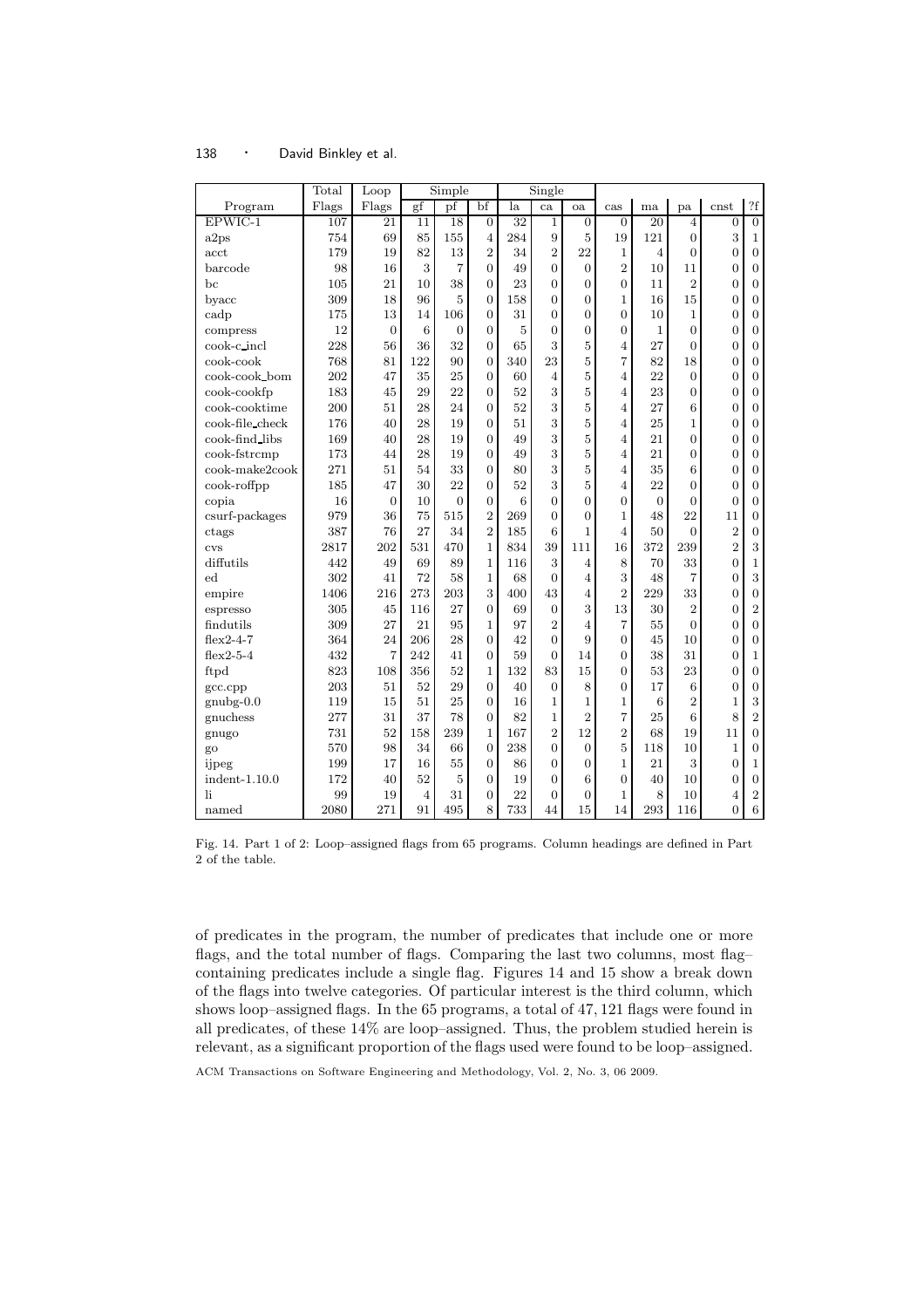| | Total | Loop | Simple | | | Single | | | | | | | |
|---|---|---|---|---|---|---|---|---|---|---|---|---|---|
| Program | Flags | Flags | gf | pf | bf | la | ca | oa | cas | ma | pa | cnst | ?f |
| EPWIC-1 | 107 | 21 | 11 | 18 | 0 | 32 | 1 | 0 | 0 | 20 | 4 | 0 | 0 |
| a2ps | 754 | 69 | 85 | 155 | 4 | 284 | 9 | 5 | 19 | 121 | 0 | 3 | 1 |
| acct | 179 | 19 | 82 | 13 | 2 | 34 | 2 | 22 | 1 | 4 | 0 | 0 | 0 |
| barcode | 98 | 16 | 3 | 7 | 0 | 49 | 0 | 0 | 2 | 10 | 11 | 0 | 0 |
| bc | 105 | 21 | 10 | 38 | 0 | 23 | 0 | 0 | 0 | 11 | 2 | 0 | 0 |
| byacc | 309 | 18 | 96 | 5 | 0 | 158 | 0 | 0 | 1 | 16 | 15 | 0 | 0 |
| cadp | 175 | 13 | 14 | 106 | 0 | 31 | 0 | 0 | 0 | 10 | 1 | 0 | 0 |
| compress | 12 | 0 | 6 | 0 | 0 | 5 | 0 | 0 | 0 | 1 | 0 | 0 | 0 |
| cook-c_incl | 228 | 56 | 36 | 32 | 0 | 65 | 3 | 5 | 4 | 27 | 0 | 0 | 0 |
| cook-cook | 768 | 81 | 122 | 90 | 0 | 340 | 23 | 5 | 7 | 82 | 18 | 0 | 0 |
| cook-cook_bom | 202 | 47 | 35 | 25 | 0 | 60 | 4 | 5 | 4 | 22 | 0 | 0 | 0 |
| cook-cookfp | 183 | 45 | 29 | 22 | 0 | 52 | 3 | 5 | 4 | 23 | 0 | 0 | 0 |
| cook-cooktime | 200 | 51 | 28 | 24 | 0 | 52 | 3 | 5 | 4 | 27 | 6 | 0 | 0 |
| cook-file_check | 176 | 40 | 28 | 19 | 0 | 51 | 3 | 5 | 4 | 25 | 1 | 0 | 0 |
| cook-find_libs | 169 | 40 | 28 | 19 | 0 | 49 | 3 | 5 | 4 | 21 | 0 | 0 | 0 |
| cook-fstrcmp | 173 | 44 | 28 | 19 | 0 | 49 | 3 | 5 | 4 | 21 | 0 | 0 | 0 |
| cook-make2cook | 271 | 51 | 54 | 33 | 0 | 80 | 3 | 5 | 4 | 35 | 6 | 0 | 0 |
| cook-roffpp | 185 | 47 | 30 | 22 | 0 | 52 | 3 | 5 | 4 | 22 | 0 | 0 | 0 |
| copia | 16 | 0 | 10 | 0 | 0 | 6 | 0 | 0 | 0 | 0 | 0 | 0 | 0 |
| csurf-packages | 979 | 36 | 75 | 515 | 2 | 269 | 0 | 0 | 1 | 48 | 22 | 11 | 0 |
| ctags | 387 | 76 | 27 | 34 | 2 | 185 | 6 | 1 | 4 | 50 | 0 | 2 | 0 |
| cvs | 2817 | 202 | 531 | 470 | 1 | 834 | 39 | 111 | 16 | 372 | 239 | 2 | 3 |
| diffutils | 442 | 49 | 69 | 89 | 1 | 116 | 3 | 4 | 8 | 70 | 33 | 0 | 1 |
| ed | 302 | 41 | 72 | 58 | 1 | 68 | 0 | 4 | 3 | 48 | 7 | 0 | 3 |
| empire | 1406 | 216 | 273 | 203 | 3 | 400 | 43 | 4 | 2 | 229 | 33 | 0 | 0 |
| espresso | 305 | 45 | 116 | 27 | 0 | 69 | 0 | 3 | 13 | 30 | 2 | 0 | 2 |
| findutils | 309 | 27 | 21 | 95 | 1 | 97 | 2 | 4 | 7 | 55 | 0 | 0 | 0 |
| flex2-4-7 | 364 | 24 | 206 | 28 | 0 | 42 | 0 | 9 | 0 | 45 | 10 | 0 | 0 |
| flex2-5-4 | 432 | 7 | 242 | 41 | 0 | 59 | 0 | 14 | 0 | 38 | 31 | 0 | 1 |
| ftpd | 823 | 108 | 356 | 52 | 1 | 132 | 83 | 15 | 0 | 53 | 23 | 0 | 0 |
| gcc.cpp | 203 | 51 | 52 | 29 | 0 | 40 | 0 | 8 | 0 | 17 | 6 | 0 | 0 |
| gnubg-0.0 | 119 | 15 | 51 | 25 | 0 | 16 | 1 | 1 | 1 | 6 | 2 | 1 | 3 |
| gnuchess | 277 | 31 | 37 | 78 | 0 | 82 | 1 | 2 | 7 | 25 | 6 | 8 | 2 |
| gnugo | 731 | 52 | 158 | 239 | 1 | 167 | 2 | 12 | 2 | 68 | 19 | 11 | 0 |
| go | 570 | 98 | 34 | 66 | 0 | 238 | 0 | 0 | 5 | 118 | 10 | 1 | 0 |
| ijpeg | 199 | 17 | 16 | 55 | 0 | 86 | 0 | 0 | 1 | 21 | 3 | 0 | 1 |
| indent-1.10.0 | 172 | 40 | 52 | 5 | 0 | 19 | 0 | 6 | 0 | 40 | 10 | 0 | 0 |
| li | 99 | 19 | 4 | 31 | 0 | 22 | 0 | 0 | 1 | 8 | 10 | 4 | 2 |
| named | 2080 | 271 | 91 | 495 | 8 | 733 | 44 | 15 | 14 | 293 | 116 | 0 | 6 |

Fig. 14. Part 1 of 2: Loop–assigned flags from 65 programs. Column headings are defined in Part 2 of the table.

of predicates in the program, the number of predicates that include one or more flags, and the total number of flags. Comparing the last two columns, most flag–containing predicates include a single flag. Figures 14 and 15 show a break down of the flags into twelve categories. Of particular interest is the third column, which shows loop–assigned flags. In the 65 programs, a total of 47,121 flags were found in all predicates, of these 14% are loop–assigned. Thus, the problem studied herein is relevant, as a significant proportion of the flags used were found to be loop–assigned.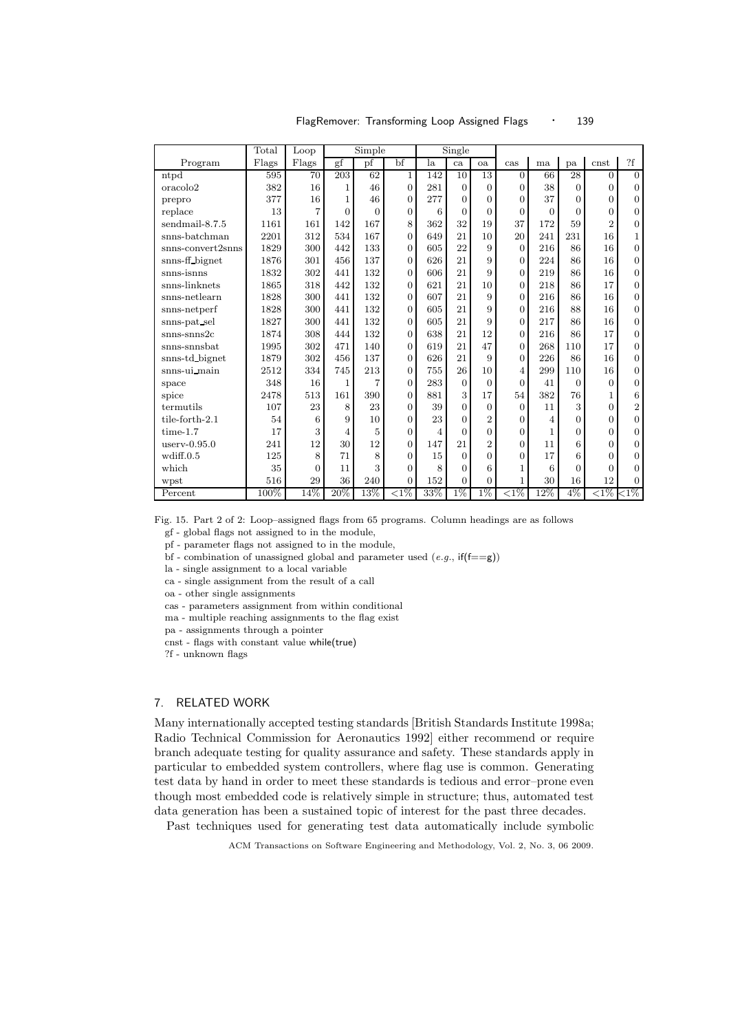| Program | Total Flags | Loop Flags | Simple gf | pf | bf | Single la | ca | oa | cas | ma | pa | cnst | ?f |
|---|---|---|---|---|---|---|---|---|---|---|---|---|---|
| ntpd | 595 | 70 | 203 | 62 | 1 | 142 | 10 | 13 | 0 | 66 | 28 | 0 | 0 |
| oracolo2 | 382 | 16 | 1 | 46 | 0 | 281 | 0 | 0 | 0 | 38 | 0 | 0 | 0 |
| prepro | 377 | 16 | 1 | 46 | 0 | 277 | 0 | 0 | 0 | 37 | 0 | 0 | 0 |
| replace | 13 | 7 | 0 | 0 | 0 | 6 | 0 | 0 | 0 | 0 | 0 | 0 | 0 |
| sendmail-8.7.5 | 1161 | 161 | 142 | 167 | 8 | 362 | 32 | 19 | 37 | 172 | 59 | 2 | 0 |
| snns-batchman | 2201 | 312 | 534 | 167 | 0 | 649 | 21 | 10 | 20 | 241 | 231 | 16 | 1 |
| snns-convert2snns | 1829 | 300 | 442 | 133 | 0 | 605 | 22 | 9 | 0 | 216 | 86 | 16 | 0 |
| snns-ff_bignet | 1876 | 301 | 456 | 137 | 0 | 626 | 21 | 9 | 0 | 224 | 86 | 16 | 0 |
| snns-isnns | 1832 | 302 | 441 | 132 | 0 | 606 | 21 | 9 | 0 | 219 | 86 | 16 | 0 |
| snns-linknets | 1865 | 318 | 442 | 132 | 0 | 621 | 21 | 10 | 0 | 218 | 86 | 17 | 0 |
| snns-netlearn | 1828 | 300 | 441 | 132 | 0 | 607 | 21 | 9 | 0 | 216 | 86 | 16 | 0 |
| snns-netperf | 1828 | 300 | 441 | 132 | 0 | 605 | 21 | 9 | 0 | 216 | 88 | 16 | 0 |
| snns-pat_sel | 1827 | 300 | 441 | 132 | 0 | 605 | 21 | 9 | 0 | 217 | 86 | 16 | 0 |
| snns-snns2c | 1874 | 308 | 444 | 132 | 0 | 638 | 21 | 12 | 0 | 216 | 86 | 17 | 0 |
| snns-snnsbat | 1995 | 302 | 471 | 140 | 0 | 619 | 21 | 47 | 0 | 268 | 110 | 17 | 0 |
| snns-td_bignet | 1879 | 302 | 456 | 137 | 0 | 626 | 21 | 9 | 0 | 226 | 86 | 16 | 0 |
| snns-ui_main | 2512 | 334 | 745 | 213 | 0 | 755 | 26 | 10 | 4 | 299 | 110 | 16 | 0 |
| space | 348 | 16 | 1 | 7 | 0 | 283 | 0 | 0 | 0 | 41 | 0 | 0 | 0 |
| spice | 2478 | 513 | 161 | 390 | 0 | 881 | 3 | 17 | 54 | 382 | 76 | 1 | 6 |
| termutils | 107 | 23 | 8 | 23 | 0 | 39 | 0 | 0 | 0 | 11 | 3 | 0 | 2 |
| tile-forth-2.1 | 54 | 6 | 9 | 10 | 0 | 23 | 0 | 2 | 0 | 4 | 0 | 0 | 0 |
| time-1.7 | 17 | 3 | 4 | 5 | 0 | 4 | 0 | 0 | 0 | 1 | 0 | 0 | 0 |
| userv-0.95.0 | 241 | 12 | 30 | 12 | 0 | 147 | 21 | 2 | 0 | 11 | 6 | 0 | 0 |
| wdiff.0.5 | 125 | 8 | 71 | 8 | 0 | 15 | 0 | 0 | 0 | 17 | 6 | 0 | 0 |
| which | 35 | 0 | 11 | 3 | 0 | 8 | 0 | 6 | 1 | 6 | 0 | 0 | 0 |
| wpst | 516 | 29 | 36 | 240 | 0 | 152 | 0 | 0 | 1 | 30 | 16 | 12 | 0 |
| Percent | 100% | 14% | 20% | 13% | <1% | 33% | 1% | 1% | <1% | 12% | 4% | <1% | <1% |

Fig. 15. Part 2 of 2: Loop–assigned flags from 65 programs. Column headings are as follows
gf - global flags not assigned to in the module,
pf - parameter flags not assigned to in the module,
bf - combination of unassigned global and parameter used (*e.g.*, if(f==g))
la - single assignment to a local variable
ca - single assignment from the result of a call
oa - other single assignments
cas - parameters assignment from within conditional
ma - multiple reaching assignments to the flag exist
pa - assignments through a pointer
cnst - flags with constant value while(true)
?f - unknown flags

## 7. RELATED WORK

Many internationally accepted testing standards [British Standards Institute 1998a; Radio Technical Commission for Aeronautics 1992] either recommend or require branch adequate testing for quality assurance and safety. These standards apply in particular to embedded system controllers, where flag use is common. Generating test data by hand in order to meet these standards is tedious and error–prone even though most embedded code is relatively simple in structure; thus, automated test data generation has been a sustained topic of interest for the past three decades.

Past techniques used for generating test data automatically include symbolic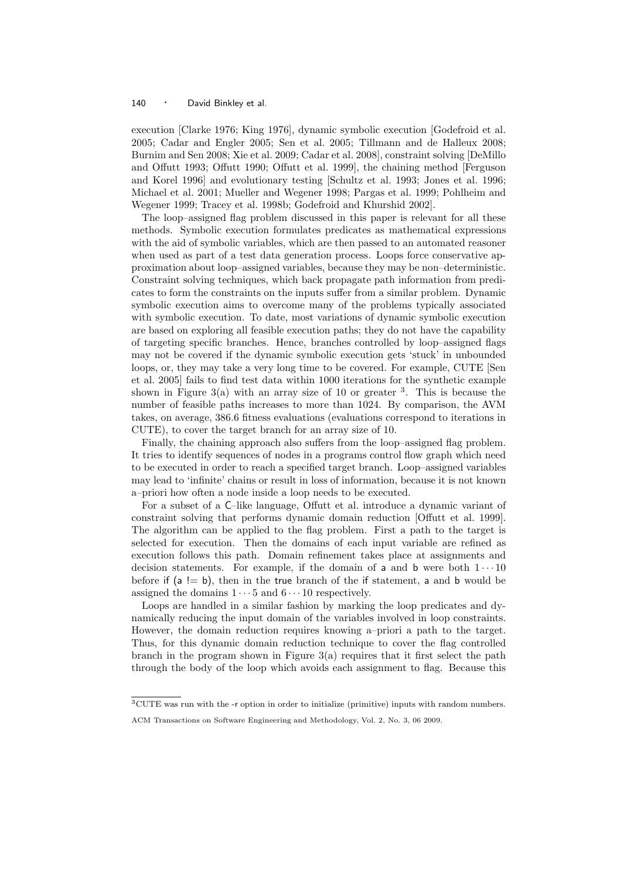execution [Clarke 1976; King 1976], dynamic symbolic execution [Godefroid et al. 2005; Cadar and Engler 2005; Sen et al. 2005; Tillmann and de Halleux 2008; Burnim and Sen 2008; Xie et al. 2009; Cadar et al. 2008], constraint solving [DeMillo and Offutt 1993; Offutt 1990; Offutt et al. 1999], the chaining method [Ferguson and Korel 1996] and evolutionary testing [Schultz et al. 1993; Jones et al. 1996; Michael et al. 2001; Mueller and Wegener 1998; Pargas et al. 1999; Pohlheim and Wegener 1999; Tracey et al. 1998b; Godefroid and Khurshid 2002].

The loop–assigned flag problem discussed in this paper is relevant for all these methods. Symbolic execution formulates predicates as mathematical expressions with the aid of symbolic variables, which are then passed to an automated reasoner when used as part of a test data generation process. Loops force conservative approximation about loop–assigned variables, because they may be non–deterministic. Constraint solving techniques, which back propagate path information from predicates to form the constraints on the inputs suffer from a similar problem. Dynamic symbolic execution aims to overcome many of the problems typically associated with symbolic execution. To date, most variations of dynamic symbolic execution are based on exploring all feasible execution paths; they do not have the capability of targeting specific branches. Hence, branches controlled by loop–assigned flags may not be covered if the dynamic symbolic execution gets 'stuck' in unbounded loops, or, they may take a very long time to be covered. For example, CUTE [Sen et al. 2005] fails to find test data within 1000 iterations for the synthetic example shown in Figure 3(a) with an array size of 10 or greater [3]. This is because the number of feasible paths increases to more than 1024. By comparison, the AVM takes, on average, 386.6 fitness evaluations (evaluations correspond to iterations in CUTE), to cover the target branch for an array size of 10.

Finally, the chaining approach also suffers from the loop–assigned flag problem. It tries to identify sequences of nodes in a programs control flow graph which need to be executed in order to reach a specified target branch. Loop–assigned variables may lead to 'infinite' chains or result in loss of information, because it is not known a–priori how often a node inside a loop needs to be executed.

For a subset of a C–like language, Offutt et al. introduce a dynamic variant of constraint solving that performs dynamic domain reduction [Offutt et al. 1999]. The algorithm can be applied to the flag problem. First a path to the target is selected for execution. Then the domains of each input variable are refined as execution follows this path. Domain refinement takes place at assignments and decision statements. For example, if the domain of a and b were both $1 \cdots 10$ before if (a != b), then in the true branch of the if statement, a and b would be assigned the domains $1 \cdots 5$ and $6 \cdots 10$ respectively.

Loops are handled in a similar fashion by marking the loop predicates and dynamically reducing the input domain of the variables involved in loop constraints. However, the domain reduction requires knowing a–priori a path to the target. Thus, for this dynamic domain reduction technique to cover the flag controlled branch in the program shown in Figure 3(a) requires that it first select the path through the body of the loop which avoids each assignment to flag. Because this

[3] CUTE was run with the -r option in order to initialize (primitive) inputs with random numbers.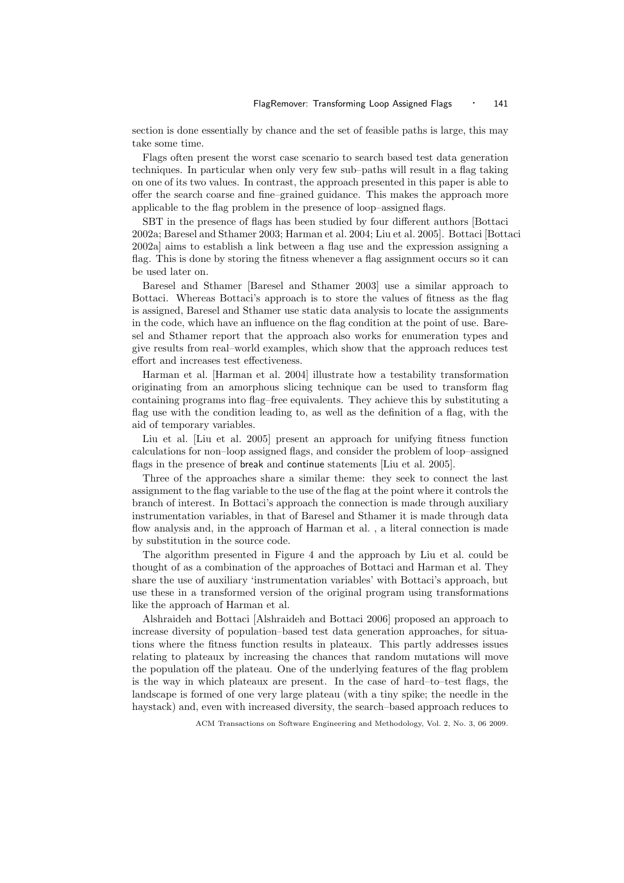section is done essentially by chance and the set of feasible paths is large, this may take some time.

Flags often present the worst case scenario to search based test data generation techniques. In particular when only very few sub–paths will result in a flag taking on one of its two values. In contrast, the approach presented in this paper is able to offer the search coarse and fine–grained guidance. This makes the approach more applicable to the flag problem in the presence of loop–assigned flags.

SBT in the presence of flags has been studied by four different authors [Bottaci 2002a; Baresel and Sthamer 2003; Harman et al. 2004; Liu et al. 2005]. Bottaci [Bottaci 2002a] aims to establish a link between a flag use and the expression assigning a flag. This is done by storing the fitness whenever a flag assignment occurs so it can be used later on.

Baresel and Sthamer [Baresel and Sthamer 2003] use a similar approach to Bottaci. Whereas Bottaci's approach is to store the values of fitness as the flag is assigned, Baresel and Sthamer use static data analysis to locate the assignments in the code, which have an influence on the flag condition at the point of use. Baresel and Sthamer report that the approach also works for enumeration types and give results from real–world examples, which show that the approach reduces test effort and increases test effectiveness.

Harman et al. [Harman et al. 2004] illustrate how a testability transformation originating from an amorphous slicing technique can be used to transform flag containing programs into flag–free equivalents. They achieve this by substituting a flag use with the condition leading to, as well as the definition of a flag, with the aid of temporary variables.

Liu et al. [Liu et al. 2005] present an approach for unifying fitness function calculations for non–loop assigned flags, and consider the problem of loop–assigned flags in the presence of break and continue statements [Liu et al. 2005].

Three of the approaches share a similar theme: they seek to connect the last assignment to the flag variable to the use of the flag at the point where it controls the branch of interest. In Bottaci's approach the connection is made through auxiliary instrumentation variables, in that of Baresel and Sthamer it is made through data flow analysis and, in the approach of Harman et al. , a literal connection is made by substitution in the source code.

The algorithm presented in Figure 4 and the approach by Liu et al. could be thought of as a combination of the approaches of Bottaci and Harman et al. They share the use of auxiliary 'instrumentation variables' with Bottaci's approach, but use these in a transformed version of the original program using transformations like the approach of Harman et al.

Alshraideh and Bottaci [Alshraideh and Bottaci 2006] proposed an approach to increase diversity of population–based test data generation approaches, for situations where the fitness function results in plateaux. This partly addresses issues relating to plateaux by increasing the chances that random mutations will move the population off the plateau. One of the underlying features of the flag problem is the way in which plateaux are present. In the case of hard–to–test flags, the landscape is formed of one very large plateau (with a tiny spike; the needle in the haystack) and, even with increased diversity, the search–based approach reduces to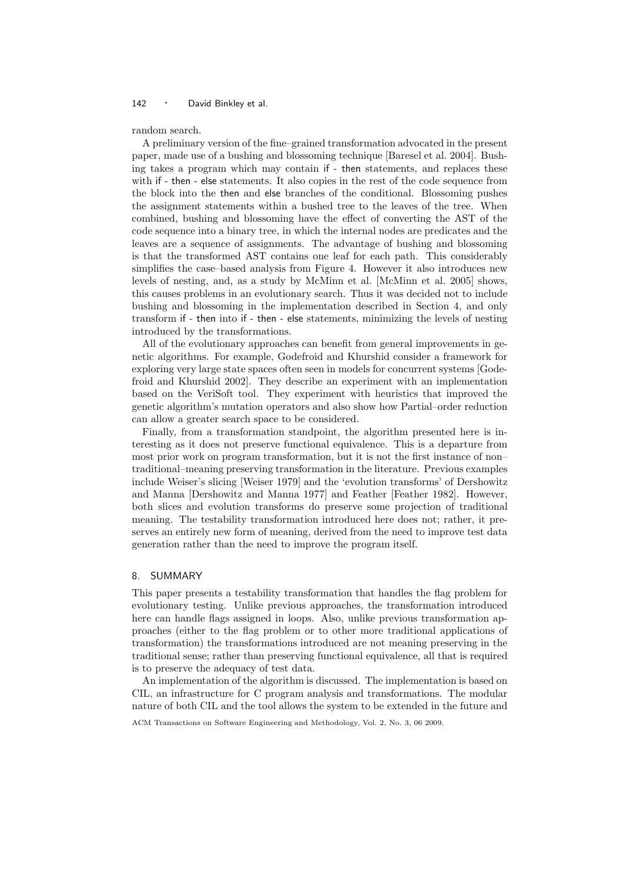random search.

A preliminary version of the fine–grained transformation advocated in the present paper, made use of a bushing and blossoming technique [Baresel et al. 2004]. Bushing takes a program which may contain if - then statements, and replaces these with if - then - else statements. It also copies in the rest of the code sequence from the block into the then and else branches of the conditional. Blossoming pushes the assignment statements within a bushed tree to the leaves of the tree. When combined, bushing and blossoming have the effect of converting the AST of the code sequence into a binary tree, in which the internal nodes are predicates and the leaves are a sequence of assignments. The advantage of bushing and blossoming is that the transformed AST contains one leaf for each path. This considerably simplifies the case–based analysis from Figure 4. However it also introduces new levels of nesting, and, as a study by McMinn et al. [McMinn et al. 2005] shows, this causes problems in an evolutionary search. Thus it was decided not to include bushing and blossoming in the implementation described in Section 4, and only transform if - then into if - then - else statements, minimizing the levels of nesting introduced by the transformations.

All of the evolutionary approaches can benefit from general improvements in genetic algorithms. For example, Godefroid and Khurshid consider a framework for exploring very large state spaces often seen in models for concurrent systems [Godefroid and Khurshid 2002]. They describe an experiment with an implementation based on the VeriSoft tool. They experiment with heuristics that improved the genetic algorithm's mutation operators and also show how Partial–order reduction can allow a greater search space to be considered.

Finally, from a transformation standpoint, the algorithm presented here is interesting as it does not preserve functional equivalence. This is a departure from most prior work on program transformation, but it is not the first instance of non–traditional–meaning preserving transformation in the literature. Previous examples include Weiser's slicing [Weiser 1979] and the 'evolution transforms' of Dershowitz and Manna [Dershowitz and Manna 1977] and Feather [Feather 1982]. However, both slices and evolution transforms do preserve some projection of traditional meaning. The testability transformation introduced here does not; rather, it preserves an entirely new form of meaning, derived from the need to improve test data generation rather than the need to improve the program itself.

## 8. SUMMARY

This paper presents a testability transformation that handles the flag problem for evolutionary testing. Unlike previous approaches, the transformation introduced here can handle flags assigned in loops. Also, unlike previous transformation approaches (either to the flag problem or to other more traditional applications of transformation) the transformations introduced are not meaning preserving in the traditional sense; rather than preserving functional equivalence, all that is required is to preserve the adequacy of test data.

An implementation of the algorithm is discussed. The implementation is based on CIL, an infrastructure for C program analysis and transformations. The modular nature of both CIL and the tool allows the system to be extended in the future and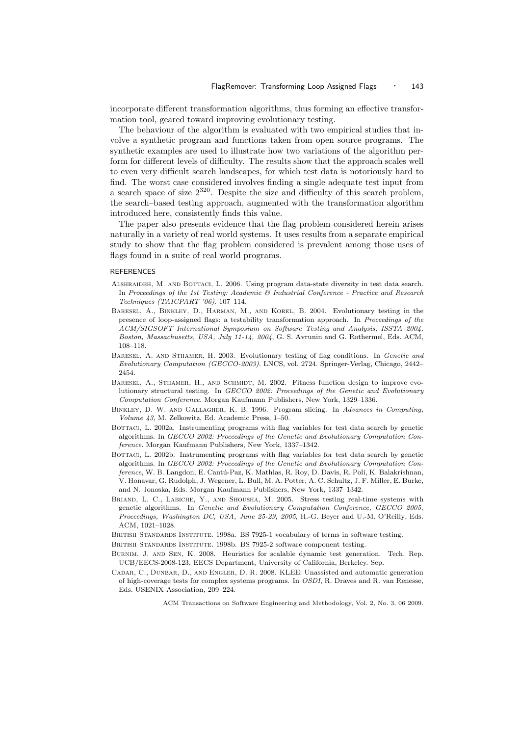incorporate different transformation algorithms, thus forming an effective transformation tool, geared toward improving evolutionary testing.

The behaviour of the algorithm is evaluated with two empirical studies that involve a synthetic program and functions taken from open source programs. The synthetic examples are used to illustrate how two variations of the algorithm perform for different levels of difficulty. The results show that the approach scales well to even very difficult search landscapes, for which test data is notoriously hard to find. The worst case considered involves finding a single adequate test input from a search space of size $2^{320}$. Despite the size and difficulty of this search problem, the search–based testing approach, augmented with the transformation algorithm introduced here, consistently finds this value.

The paper also presents evidence that the flag problem considered herein arises naturally in a variety of real world systems. It uses results from a separate empirical study to show that the flag problem considered is prevalent among those uses of flags found in a suite of real world programs.

## REFERENCES

Alshraideh, M. and Bottaci, L. 2006. Using program data-state diversity in test data search. In *Proceedings of the 1st Testing: Academic & Industrial Conference - Practice and Research Techniques (TAICPART '06)*. 107–114.

Baresel, A., Binkley, D., Harman, M., and Korel, B. 2004. Evolutionary testing in the presence of loop-assigned flags: a testability transformation approach. In *Proceedings of the ACM/SIGSOFT International Symposium on Software Testing and Analysis, ISSTA 2004, Boston, Massachusetts, USA, July 11-14, 2004*, G. S. Avrunin and G. Rothermel, Eds. ACM, 108–118.

Baresel, A. and Sthamer, H. 2003. Evolutionary testing of flag conditions. In *Genetic and Evolutionary Computation (GECCO-2003)*. LNCS, vol. 2724. Springer-Verlag, Chicago, 2442–2454.

Baresel, A., Sthamer, H., and Schmidt, M. 2002. Fitness function design to improve evolutionary structural testing. In *GECCO 2002: Proceedings of the Genetic and Evolutionary Computation Conference*. Morgan Kaufmann Publishers, New York, 1329–1336.

Binkley, D. W. and Gallagher, K. B. 1996. Program slicing. In *Advances in Computing, Volume 43*, M. Zelkowitz, Ed. Academic Press, 1–50.

Bottaci, L. 2002a. Instrumenting programs with flag variables for test data search by genetic algorithms. In *GECCO 2002: Proceedings of the Genetic and Evolutionary Computation Conference*. Morgan Kaufmann Publishers, New York, 1337–1342.

Bottaci, L. 2002b. Instrumenting programs with flag variables for test data search by genetic algorithms. In *GECCO 2002: Proceedings of the Genetic and Evolutionary Computation Conference*, W. B. Langdon, E. Cantú-Paz, K. Mathias, R. Roy, D. Davis, R. Poli, K. Balakrishnan, V. Honavar, G. Rudolph, J. Wegener, L. Bull, M. A. Potter, A. C. Schultz, J. F. Miller, E. Burke, and N. Jonoska, Eds. Morgan Kaufmann Publishers, New York, 1337–1342.

Briand, L. C., Labiche, Y., and Shousha, M. 2005. Stress testing real-time systems with genetic algorithms. In *Genetic and Evolutionary Computation Conference, GECCO 2005, Proceedings, Washington DC, USA, June 25-29, 2005*, H.-G. Beyer and U.-M. O'Reilly, Eds. ACM, 1021–1028.

British Standards Institute. 1998a. BS 7925-1 vocabulary of terms in software testing.

British Standards Institute. 1998b. BS 7925-2 software component testing.

Burnim, J. and Sen, K. 2008. Heuristics for scalable dynamic test generation. Tech. Rep. UCB/EECS-2008-123, EECS Department, University of California, Berkeley. Sep.

Cadar, C., Dunbar, D., and Engler, D. R. 2008. KLEE: Unassisted and automatic generation of high-coverage tests for complex systems programs. In *OSDI*, R. Draves and R. van Renesse, Eds. USENIX Association, 209–224.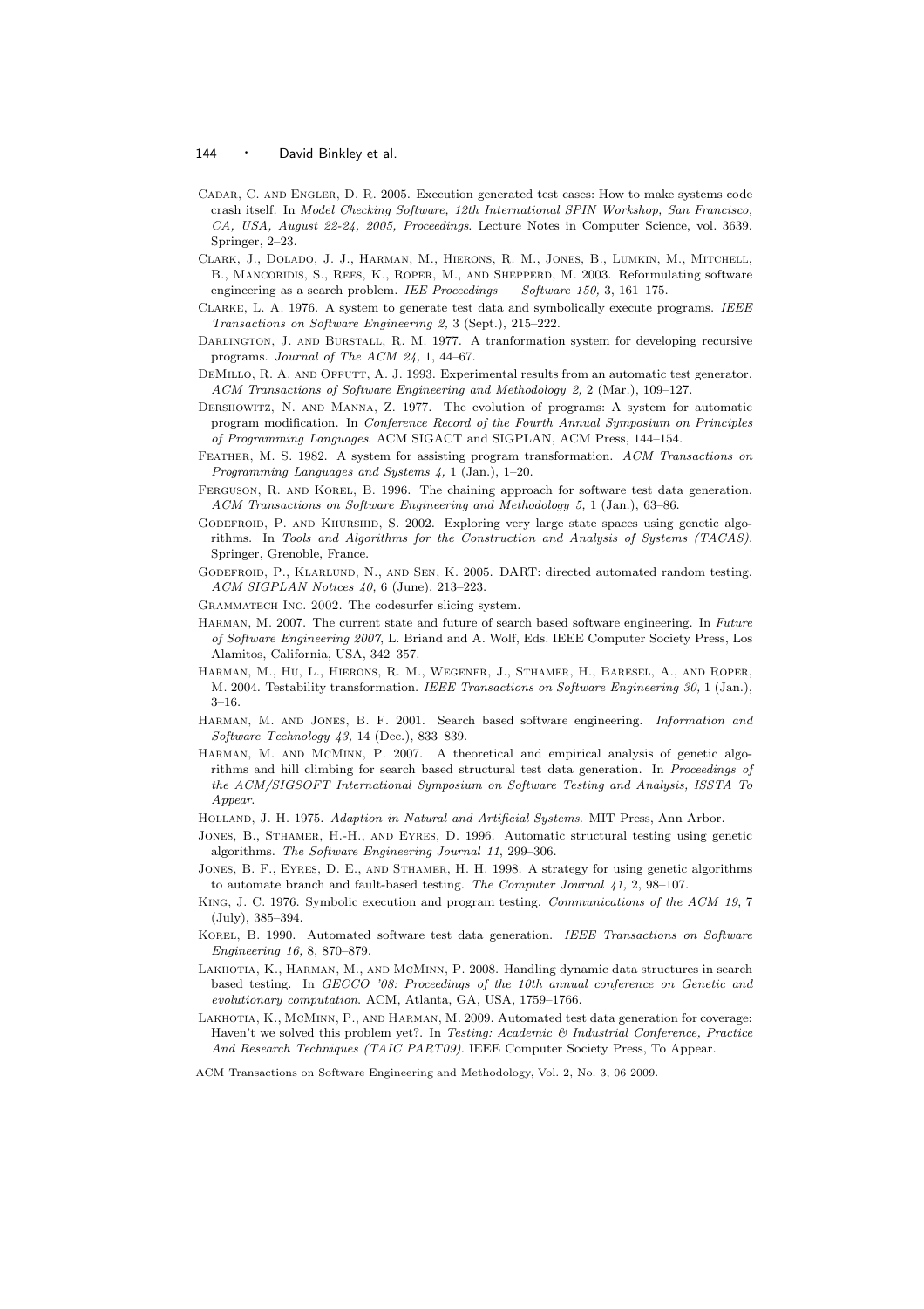Cadar, C. and Engler, D. R. 2005. Execution generated test cases: How to make systems code crash itself. In *Model Checking Software, 12th International SPIN Workshop, San Francisco, CA, USA, August 22-24, 2005, Proceedings*. Lecture Notes in Computer Science, vol. 3639. Springer, 2–23.

Clark, J., Dolado, J. J., Harman, M., Hierons, R. M., Jones, B., Lumkin, M., Mitchell, B., Mancoridis, S., Rees, K., Roper, M., and Shepperd, M. 2003. Reformulating software engineering as a search problem. *IEE Proceedings — Software 150,* 3, 161–175.

Clarke, L. A. 1976. A system to generate test data and symbolically execute programs. *IEEE Transactions on Software Engineering 2,* 3 (Sept.), 215–222.

Darlington, J. and Burstall, R. M. 1977. A tranformation system for developing recursive programs. *Journal of The ACM 24,* 1, 44–67.

DeMillo, R. A. and Offutt, A. J. 1993. Experimental results from an automatic test generator. *ACM Transactions of Software Engineering and Methodology 2,* 2 (Mar.), 109–127.

Dershowitz, N. and Manna, Z. 1977. The evolution of programs: A system for automatic program modification. In *Conference Record of the Fourth Annual Symposium on Principles of Programming Languages*. ACM SIGACT and SIGPLAN, ACM Press, 144–154.

Feather, M. S. 1982. A system for assisting program transformation. *ACM Transactions on Programming Languages and Systems 4,* 1 (Jan.), 1–20.

Ferguson, R. and Korel, B. 1996. The chaining approach for software test data generation. *ACM Transactions on Software Engineering and Methodology 5,* 1 (Jan.), 63–86.

Godefroid, P. and Khurshid, S. 2002. Exploring very large state spaces using genetic algorithms. In *Tools and Algorithms for the Construction and Analysis of Systems (TACAS)*. Springer, Grenoble, France.

Godefroid, P., Klarlund, N., and Sen, K. 2005. DART: directed automated random testing. *ACM SIGPLAN Notices 40,* 6 (June), 213–223.

Grammatech Inc. 2002. The codesurfer slicing system.

Harman, M. 2007. The current state and future of search based software engineering. In *Future of Software Engineering 2007*, L. Briand and A. Wolf, Eds. IEEE Computer Society Press, Los Alamitos, California, USA, 342–357.

Harman, M., Hu, L., Hierons, R. M., Wegener, J., Sthamer, H., Baresel, A., and Roper, M. 2004. Testability transformation. *IEEE Transactions on Software Engineering 30,* 1 (Jan.), 3–16.

Harman, M. and Jones, B. F. 2001. Search based software engineering. *Information and Software Technology 43,* 14 (Dec.), 833–839.

Harman, M. and McMinn, P. 2007. A theoretical and empirical analysis of genetic algorithms and hill climbing for search based structural test data generation. In *Proceedings of the ACM/SIGSOFT International Symposium on Software Testing and Analysis, ISSTA To Appear*.

Holland, J. H. 1975. *Adaption in Natural and Artificial Systems*. MIT Press, Ann Arbor.

Jones, B., Sthamer, H.-H., and Eyres, D. 1996. Automatic structural testing using genetic algorithms. *The Software Engineering Journal 11*, 299–306.

Jones, B. F., Eyres, D. E., and Sthamer, H. H. 1998. A strategy for using genetic algorithms to automate branch and fault-based testing. *The Computer Journal 41,* 2, 98–107.

King, J. C. 1976. Symbolic execution and program testing. *Communications of the ACM 19,* 7 (July), 385–394.

Korel, B. 1990. Automated software test data generation. *IEEE Transactions on Software Engineering 16,* 8, 870–879.

Lakhotia, K., Harman, M., and McMinn, P. 2008. Handling dynamic data structures in search based testing. In *GECCO '08: Proceedings of the 10th annual conference on Genetic and evolutionary computation*. ACM, Atlanta, GA, USA, 1759–1766.

Lakhotia, K., McMinn, P., and Harman, M. 2009. Automated test data generation for coverage: Haven't we solved this problem yet?. In *Testing: Academic & Industrial Conference, Practice And Research Techniques (TAIC PART09)*. IEEE Computer Society Press, To Appear.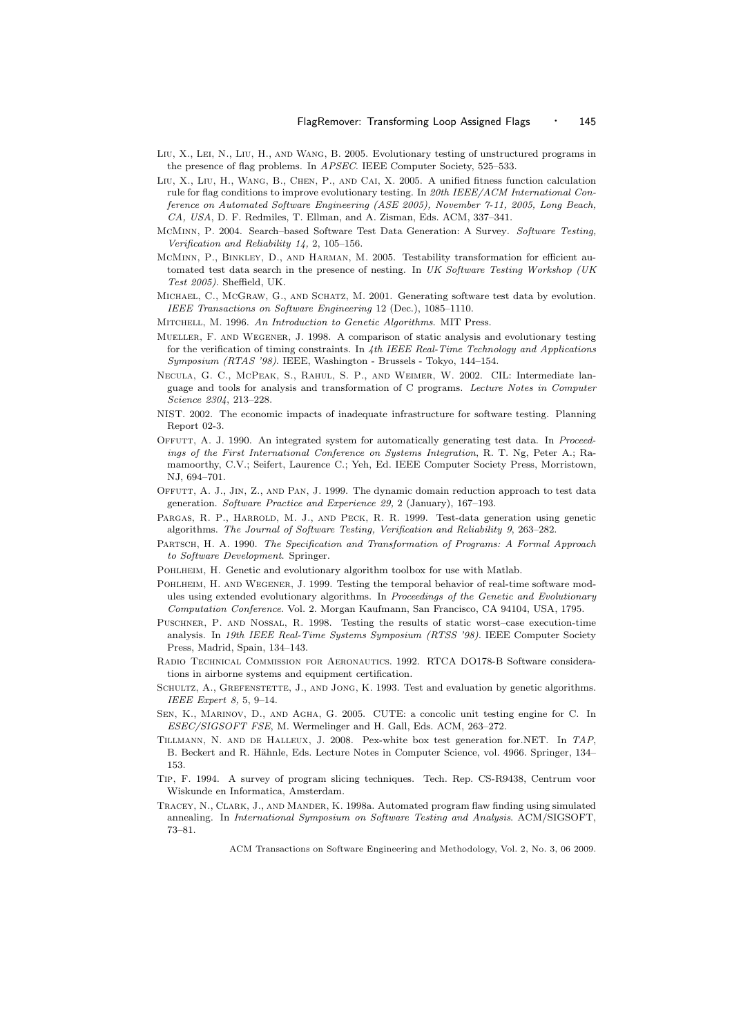Liu, X., Lei, N., Liu, H., and Wang, B. 2005. Evolutionary testing of unstructured programs in the presence of flag problems. In *APSEC*. IEEE Computer Society, 525–533.

Liu, X., Liu, H., Wang, B., Chen, P., and Cai, X. 2005. A unified fitness function calculation rule for flag conditions to improve evolutionary testing. In *20th IEEE/ACM International Conference on Automated Software Engineering (ASE 2005), November 7-11, 2005, Long Beach, CA, USA*, D. F. Redmiles, T. Ellman, and A. Zisman, Eds. ACM, 337–341.

McMinn, P. 2004. Search–based Software Test Data Generation: A Survey. *Software Testing, Verification and Reliability 14,* 2, 105–156.

McMinn, P., Binkley, D., and Harman, M. 2005. Testability transformation for efficient automated test data search in the presence of nesting. In *UK Software Testing Workshop (UK Test 2005)*. Sheffield, UK.

Michael, C., McGraw, G., and Schatz, M. 2001. Generating software test data by evolution. *IEEE Transactions on Software Engineering* 12 (Dec.), 1085–1110.

Mitchell, M. 1996. *An Introduction to Genetic Algorithms*. MIT Press.

Mueller, F. and Wegener, J. 1998. A comparison of static analysis and evolutionary testing for the verification of timing constraints. In *4th IEEE Real-Time Technology and Applications Symposium (RTAS '98)*. IEEE, Washington - Brussels - Tokyo, 144–154.

Necula, G. C., McPeak, S., Rahul, S. P., and Weimer, W. 2002. CIL: Intermediate language and tools for analysis and transformation of C programs. *Lecture Notes in Computer Science 2304*, 213–228.

NIST. 2002. The economic impacts of inadequate infrastructure for software testing. Planning Report 02-3.

Offutt, A. J. 1990. An integrated system for automatically generating test data. In *Proceedings of the First International Conference on Systems Integration*, R. T. Ng, Peter A.; Ramamoorthy, C.V.; Seifert, Laurence C.; Yeh, Ed. IEEE Computer Society Press, Morristown, NJ, 694–701.

Offutt, A. J., Jin, Z., and Pan, J. 1999. The dynamic domain reduction approach to test data generation. *Software Practice and Experience 29,* 2 (January), 167–193.

Pargas, R. P., Harrold, M. J., and Peck, R. R. 1999. Test-data generation using genetic algorithms. *The Journal of Software Testing, Verification and Reliability 9*, 263–282.

Partsch, H. A. 1990. *The Specification and Transformation of Programs: A Formal Approach to Software Development*. Springer.

Pohlheim, H. Genetic and evolutionary algorithm toolbox for use with Matlab.

Pohlheim, H. and Wegener, J. 1999. Testing the temporal behavior of real-time software modules using extended evolutionary algorithms. In *Proceedings of the Genetic and Evolutionary Computation Conference*. Vol. 2. Morgan Kaufmann, San Francisco, CA 94104, USA, 1795.

Puschner, P. and Nossal, R. 1998. Testing the results of static worst–case execution-time analysis. In *19th IEEE Real-Time Systems Symposium (RTSS '98)*. IEEE Computer Society Press, Madrid, Spain, 134–143.

Radio Technical Commission for Aeronautics. 1992. RTCA DO178-B Software considerations in airborne systems and equipment certification.

Schultz, A., Grefenstette, J., and Jong, K. 1993. Test and evaluation by genetic algorithms. *IEEE Expert 8,* 5, 9–14.

Sen, K., Marinov, D., and Agha, G. 2005. CUTE: a concolic unit testing engine for C. In *ESEC/SIGSOFT FSE*, M. Wermelinger and H. Gall, Eds. ACM, 263–272.

Tillmann, N. and de Halleux, J. 2008. Pex-white box test generation for.NET. In *TAP*, B. Beckert and R. Hähnle, Eds. Lecture Notes in Computer Science, vol. 4966. Springer, 134–153.

Tip, F. 1994. A survey of program slicing techniques. Tech. Rep. CS-R9438, Centrum voor Wiskunde en Informatica, Amsterdam.

Tracey, N., Clark, J., and Mander, K. 1998a. Automated program flaw finding using simulated annealing. In *International Symposium on Software Testing and Analysis*. ACM/SIGSOFT, 73–81.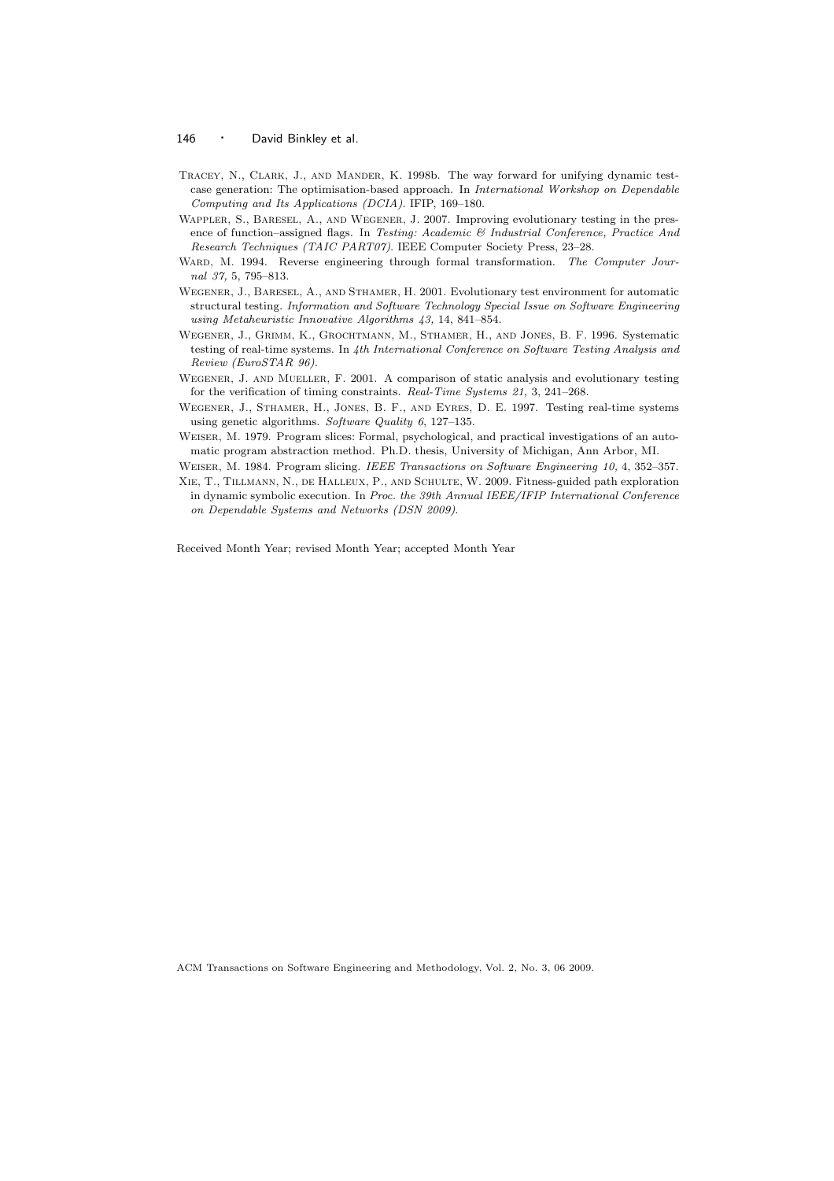Tracey, N., Clark, J., and Mander, K. 1998b. The way forward for unifying dynamic test-case generation: The optimisation-based approach. In *International Workshop on Dependable Computing and Its Applications (DCIA)*. IFIP, 169–180.

Wappler, S., Baresel, A., and Wegener, J. 2007. Improving evolutionary testing in the presence of function–assigned flags. In *Testing: Academic & Industrial Conference, Practice And Research Techniques (TAIC PART07)*. IEEE Computer Society Press, 23–28.

Ward, M. 1994. Reverse engineering through formal transformation. *The Computer Journal 37,* 5, 795–813.

Wegener, J., Baresel, A., and Sthamer, H. 2001. Evolutionary test environment for automatic structural testing. *Information and Software Technology Special Issue on Software Engineering using Metaheuristic Innovative Algorithms 43,* 14, 841–854.

Wegener, J., Grimm, K., Grochtmann, M., Sthamer, H., and Jones, B. F. 1996. Systematic testing of real-time systems. In *4th International Conference on Software Testing Analysis and Review (EuroSTAR 96)*.

Wegener, J. and Mueller, F. 2001. A comparison of static analysis and evolutionary testing for the verification of timing constraints. *Real-Time Systems 21,* 3, 241–268.

Wegener, J., Sthamer, H., Jones, B. F., and Eyres, D. E. 1997. Testing real-time systems using genetic algorithms. *Software Quality 6,* 127–135.

Weiser, M. 1979. Program slices: Formal, psychological, and practical investigations of an automatic program abstraction method. Ph.D. thesis, University of Michigan, Ann Arbor, MI.

Weiser, M. 1984. Program slicing. *IEEE Transactions on Software Engineering 10,* 4, 352–357.

Xie, T., Tillmann, N., de Halleux, P., and Schulte, W. 2009. Fitness-guided path exploration in dynamic symbolic execution. In *Proc. the 39th Annual IEEE/IFIP International Conference on Dependable Systems and Networks (DSN 2009)*.

Received Month Year; revised Month Year; accepted Month Year